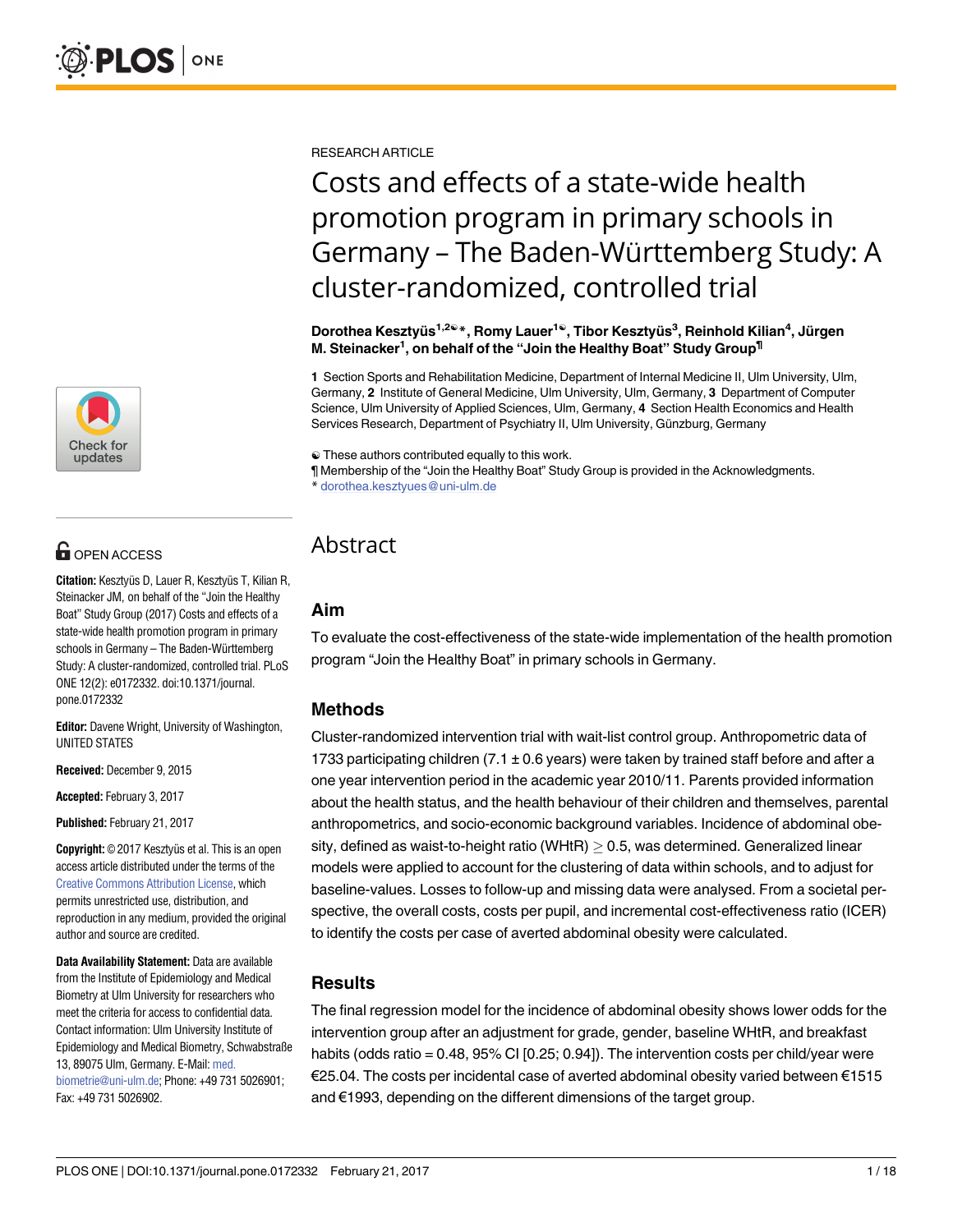RESEARCH ARTICLE

# Costs and effects of a state-wide health promotion program in primary schools in Germany – The Baden-Württemberg Study: A cluster-randomized, controlled trial

**Dorothea Kesztyüs[1,2☯]*, Romy Lauer[1☯], Tibor Kesztyüs[3], Reinhold Kilian[4], Jürgen M. Steinacker[1], on behalf of the "Join the Healthy Boat" Study Group[¶]**

**1** Section Sports and Rehabilitation Medicine, Department of Internal Medicine II, Ulm University, Ulm, Germany, **2** Institute of General Medicine, Ulm University, Ulm, Germany, **3** Department of Computer Science, Ulm University of Applied Sciences, Ulm, Germany, **4** Section Health Economics and Health Services Research, Department of Psychiatry II, Ulm University, Günzburg, Germany

☯ These authors contributed equally to this work.

¶ Membership of the "Join the Healthy Boat" Study Group is provided in the Acknowledgments.

* dorothea.kesztyues@uni-ulm.de

OPEN ACCESS

**Citation:** Kesztyüs D, Lauer R, Kesztyüs T, Kilian R, Steinacker JM, on behalf of the "Join the Healthy Boat" Study Group (2017) Costs and effects of a state-wide health promotion program in primary schools in Germany – The Baden-Württemberg Study: A cluster-randomized, controlled trial. PLoS ONE 12(2): e0172332. doi:10.1371/journal.pone.0172332

**Editor:** Davene Wright, University of Washington, UNITED STATES

**Received:** December 9, 2015

**Accepted:** February 3, 2017

**Published:** February 21, 2017

**Copyright:** © 2017 Kesztyüs et al. This is an open access article distributed under the terms of the Creative Commons Attribution License, which permits unrestricted use, distribution, and reproduction in any medium, provided the original author and source are credited.

**Data Availability Statement:** Data are available from the Institute of Epidemiology and Medical Biometry at Ulm University for researchers who meet the criteria for access to confidential data. Contact information: Ulm University Institute of Epidemiology and Medical Biometry, Schwabstraße 13, 89075 Ulm, Germany. E-Mail: med.biometrie@uni-ulm.de; Phone: +49 731 5026901; Fax: +49 731 5026902.

## Abstract

### Aim

To evaluate the cost-effectiveness of the state-wide implementation of the health promotion program "Join the Healthy Boat" in primary schools in Germany.

### Methods

Cluster-randomized intervention trial with wait-list control group. Anthropometric data of 1733 participating children (7.1 ± 0.6 years) were taken by trained staff before and after a one year intervention period in the academic year 2010/11. Parents provided information about the health status, and the health behaviour of their children and themselves, parental anthropometrics, and socio-economic background variables. Incidence of abdominal obesity, defined as waist-to-height ratio (WHtR) $\geq$ 0.5, was determined. Generalized linear models were applied to account for the clustering of data within schools, and to adjust for baseline-values. Losses to follow-up and missing data were analysed. From a societal perspective, the overall costs, costs per pupil, and incremental cost-effectiveness ratio (ICER) to identify the costs per case of averted abdominal obesity were calculated.

### Results

The final regression model for the incidence of abdominal obesity shows lower odds for the intervention group after an adjustment for grade, gender, baseline WHtR, and breakfast habits (odds ratio = 0.48, 95% CI [0.25; 0.94]). The intervention costs per child/year were €25.04. The costs per incidental case of averted abdominal obesity varied between €1515 and €1993, depending on the different dimensions of the target group.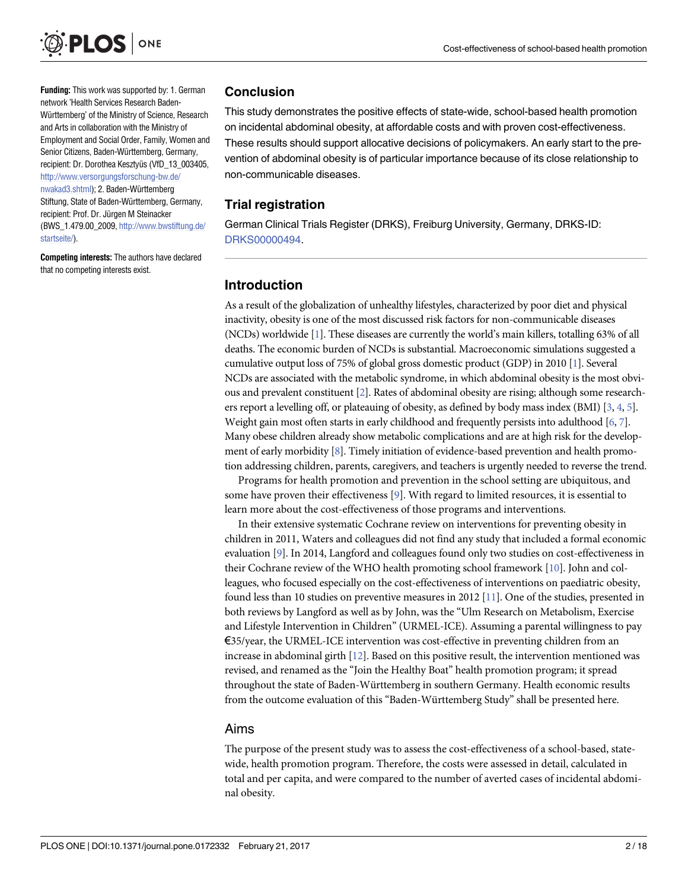**Funding:** This work was supported by: 1. German network 'Health Services Research Baden-Württemberg' of the Ministry of Science, Research and Arts in collaboration with the Ministry of Employment and Social Order, Family, Women and Senior Citizens, Baden-Württemberg, Germany, recipient: Dr. Dorothea Kesztyüs (VfD_13_003405, http://www.versorgungsforschung-bw.de/nwakad3.shtml); 2. Baden-Württemberg Stiftung, State of Baden-Württemberg, Germany, recipient: Prof. Dr. Jürgen M Steinacker (BWS_1.479.00_2009, http://www.bwstiftung.de/startseite/).

**Competing interests:** The authors have declared that no competing interests exist.

## Conclusion

This study demonstrates the positive effects of state-wide, school-based health promotion on incidental abdominal obesity, at affordable costs and with proven cost-effectiveness. These results should support allocative decisions of policymakers. An early start to the prevention of abdominal obesity is of particular importance because of its close relationship to non-communicable diseases.

## Trial registration

German Clinical Trials Register (DRKS), Freiburg University, Germany, DRKS-ID: DRKS00000494.

## Introduction

As a result of the globalization of unhealthy lifestyles, characterized by poor diet and physical inactivity, obesity is one of the most discussed risk factors for non-communicable diseases (NCDs) worldwide [1]. These diseases are currently the world's main killers, totalling 63% of all deaths. The economic burden of NCDs is substantial. Macroeconomic simulations suggested a cumulative output loss of 75% of global gross domestic product (GDP) in 2010 [1]. Several NCDs are associated with the metabolic syndrome, in which abdominal obesity is the most obvious and prevalent constituent [2]. Rates of abdominal obesity are rising; although some researchers report a levelling off, or plateauing of obesity, as defined by body mass index (BMI) [3, 4, 5]. Weight gain most often starts in early childhood and frequently persists into adulthood [6, 7]. Many obese children already show metabolic complications and are at high risk for the development of early morbidity [8]. Timely initiation of evidence-based prevention and health promotion addressing children, parents, caregivers, and teachers is urgently needed to reverse the trend.

Programs for health promotion and prevention in the school setting are ubiquitous, and some have proven their effectiveness [9]. With regard to limited resources, it is essential to learn more about the cost-effectiveness of those programs and interventions.

In their extensive systematic Cochrane review on interventions for preventing obesity in children in 2011, Waters and colleagues did not find any study that included a formal economic evaluation [9]. In 2014, Langford and colleagues found only two studies on cost-effectiveness in their Cochrane review of the WHO health promoting school framework [10]. John and colleagues, who focused especially on the cost-effectiveness of interventions on paediatric obesity, found less than 10 studies on preventive measures in 2012 [11]. One of the studies, presented in both reviews by Langford as well as by John, was the "Ulm Research on Metabolism, Exercise and Lifestyle Intervention in Children" (URMEL-ICE). Assuming a parental willingness to pay €35/year, the URMEL-ICE intervention was cost-effective in preventing children from an increase in abdominal girth [12]. Based on this positive result, the intervention mentioned was revised, and renamed as the "Join the Healthy Boat" health promotion program; it spread throughout the state of Baden-Württemberg in southern Germany. Health economic results from the outcome evaluation of this "Baden-Württemberg Study" shall be presented here.

### Aims

The purpose of the present study was to assess the cost-effectiveness of a school-based, state-wide, health promotion program. Therefore, the costs were assessed in detail, calculated in total and per capita, and were compared to the number of averted cases of incidental abdominal obesity.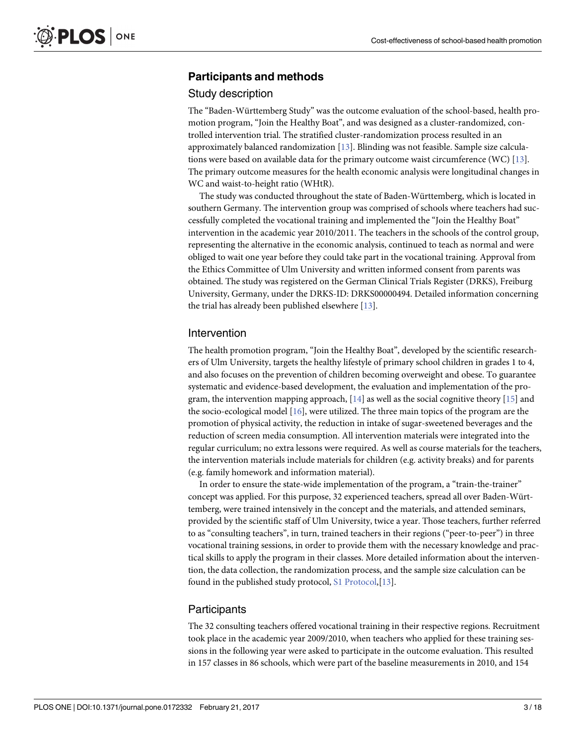## Participants and methods

### Study description

The "Baden-Württemberg Study" was the outcome evaluation of the school-based, health promotion program, "Join the Healthy Boat", and was designed as a cluster-randomized, controlled intervention trial. The stratified cluster-randomization process resulted in an approximately balanced randomization [13]. Blinding was not feasible. Sample size calculations were based on available data for the primary outcome waist circumference (WC) [13]. The primary outcome measures for the health economic analysis were longitudinal changes in WC and waist-to-height ratio (WHtR).

The study was conducted throughout the state of Baden-Württemberg, which is located in southern Germany. The intervention group was comprised of schools where teachers had successfully completed the vocational training and implemented the "Join the Healthy Boat" intervention in the academic year 2010/2011. The teachers in the schools of the control group, representing the alternative in the economic analysis, continued to teach as normal and were obliged to wait one year before they could take part in the vocational training. Approval from the Ethics Committee of Ulm University and written informed consent from parents was obtained. The study was registered on the German Clinical Trials Register (DRKS), Freiburg University, Germany, under the DRKS-ID: DRKS00000494. Detailed information concerning the trial has already been published elsewhere [13].

### Intervention

The health promotion program, "Join the Healthy Boat", developed by the scientific researchers of Ulm University, targets the healthy lifestyle of primary school children in grades 1 to 4, and also focuses on the prevention of children becoming overweight and obese. To guarantee systematic and evidence-based development, the evaluation and implementation of the program, the intervention mapping approach, [14] as well as the social cognitive theory [15] and the socio-ecological model [16], were utilized. The three main topics of the program are the promotion of physical activity, the reduction in intake of sugar-sweetened beverages and the reduction of screen media consumption. All intervention materials were integrated into the regular curriculum; no extra lessons were required. As well as course materials for the teachers, the intervention materials include materials for children (e.g. activity breaks) and for parents (e.g. family homework and information material).

In order to ensure the state-wide implementation of the program, a "train-the-trainer" concept was applied. For this purpose, 32 experienced teachers, spread all over Baden-Württemberg, were trained intensively in the concept and the materials, and attended seminars, provided by the scientific staff of Ulm University, twice a year. Those teachers, further referred to as "consulting teachers", in turn, trained teachers in their regions ("peer-to-peer") in three vocational training sessions, in order to provide them with the necessary knowledge and practical skills to apply the program in their classes. More detailed information about the intervention, the data collection, the randomization process, and the sample size calculation can be found in the published study protocol, S1 Protocol,[13].

### Participants

The 32 consulting teachers offered vocational training in their respective regions. Recruitment took place in the academic year 2009/2010, when teachers who applied for these training sessions in the following year were asked to participate in the outcome evaluation. This resulted in 157 classes in 86 schools, which were part of the baseline measurements in 2010, and 154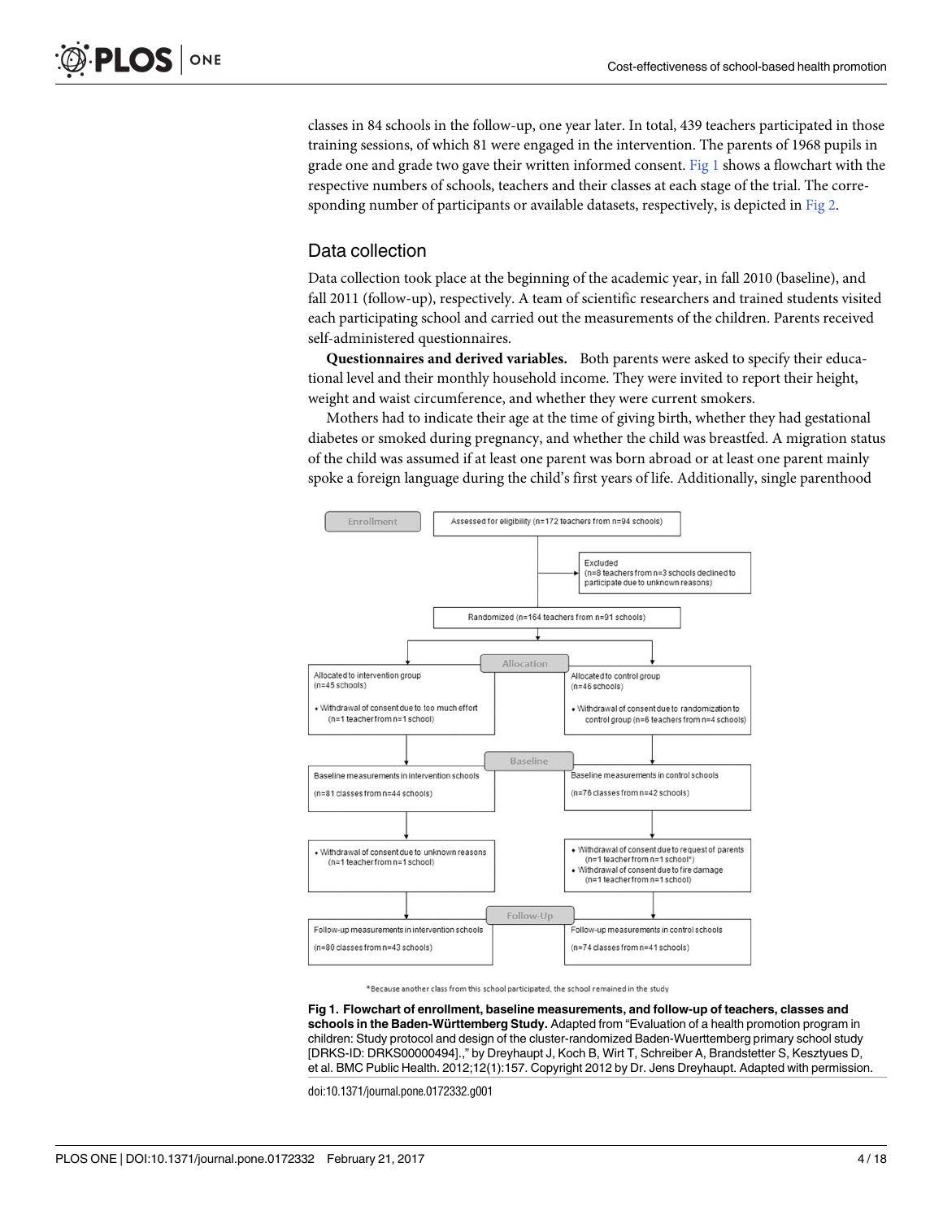classes in 84 schools in the follow-up, one year later. In total, 439 teachers participated in those training sessions, of which 81 were engaged in the intervention. The parents of 1968 pupils in grade one and grade two gave their written informed consent. Fig 1 shows a flowchart with the respective numbers of schools, teachers and their classes at each stage of the trial. The corresponding number of participants or available datasets, respectively, is depicted in Fig 2.

## Data collection

Data collection took place at the beginning of the academic year, in fall 2010 (baseline), and fall 2011 (follow-up), respectively. A team of scientific researchers and trained students visited each participating school and carried out the measurements of the children. Parents received self-administered questionnaires.

**Questionnaires and derived variables.** Both parents were asked to specify their educational level and their monthly household income. They were invited to report their height, weight and waist circumference, and whether they were current smokers.

Mothers had to indicate their age at the time of giving birth, whether they had gestational diabetes or smoked during pregnancy, and whether the child was breastfed. A migration status of the child was assumed if at least one parent was born abroad or at least one parent mainly spoke a foreign language during the child's first years of life. Additionally, single parenthood

Enrollment

Assessed for eligibility (n=172 teachers from n=94 schools)

Excluded (n=8 teachers from n=3 schools declined to participate due to unknown reasons)

Randomized (n=164 teachers from n=91 schools)

Allocation

Allocated to intervention group (n=45 schools)
- Withdrawal of consent due to too much effort (n=1 teacher from n=1 school)

Allocated to control group (n=46 schools)
- Withdrawal of consent due to randomization to control group (n=6 teachers from n=4 schools)

Baseline

Baseline measurements in intervention schools (n=81 classes from n=44 schools)

Baseline measurements in control schools (n=76 classes from n=42 schools)

- Withdrawal of consent due to unknown reasons (n=1 teacher from n=1 school)

- Withdrawal of consent due to request of parents (n=1 teacher from n=1 school*)
- Withdrawal of consent due to fire damage (n=1 teacher from n=1 school)

Follow-Up

Follow-up measurements in intervention schools (n=80 classes from n=43 schools)

Follow-up measurements in control schools (n=74 classes from n=41 schools)

*Because another class from this school participated, the school remained in the study

**Fig 1. Flowchart of enrollment, baseline measurements, and follow-up of teachers, classes and schools in the Baden-Württemberg Study.** Adapted from "Evaluation of a health promotion program in children: Study protocol and design of the cluster-randomized Baden-Wuerttemberg primary school study [DRKS-ID: DRKS00000494].," by Dreyhaupt J, Koch B, Wirt T, Schreiber A, Brandstetter S, Kesztyues D, et al. BMC Public Health. 2012;12(1):157. Copyright 2012 by Dr. Jens Dreyhaupt. Adapted with permission.

doi:10.1371/journal.pone.0172332.g001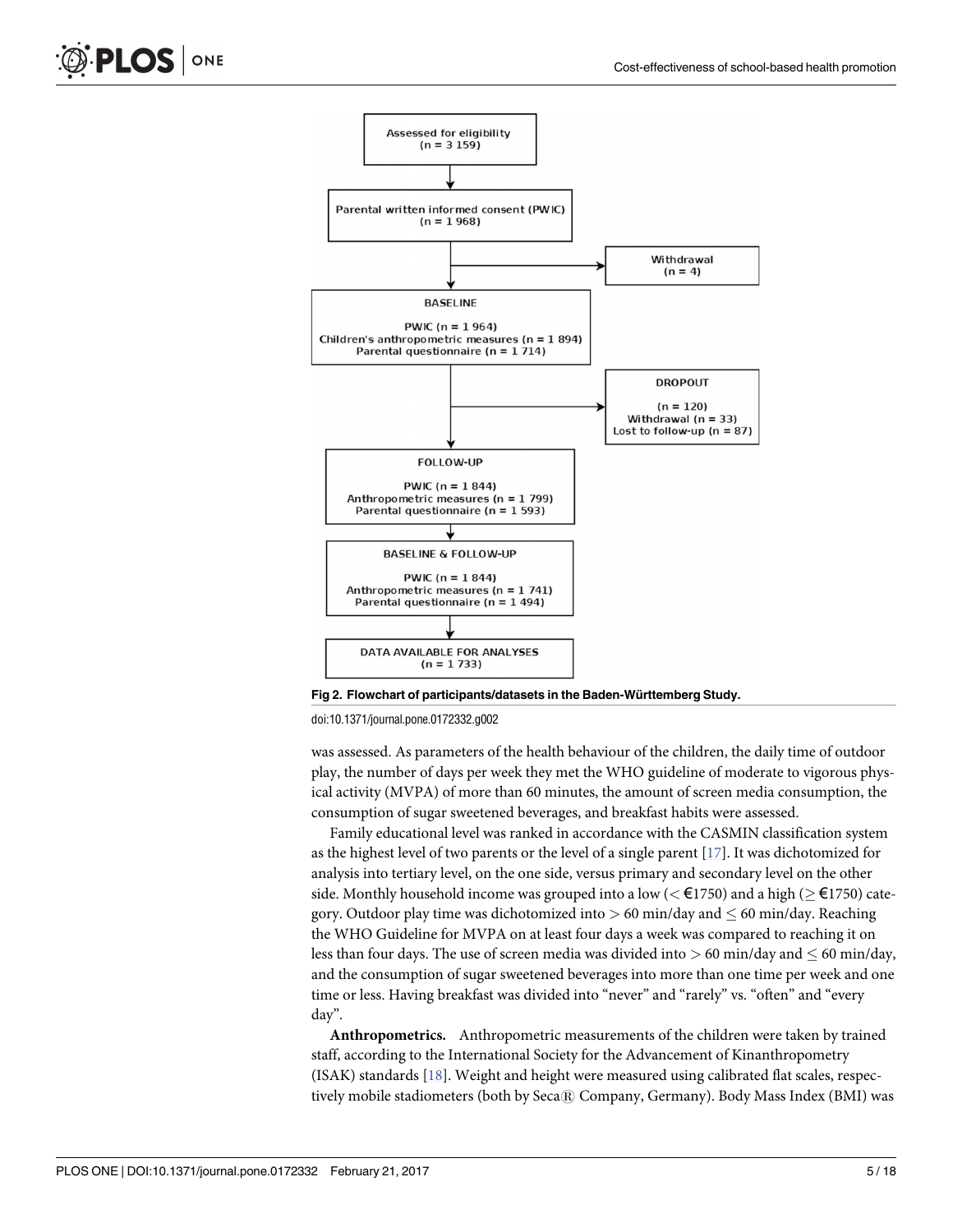Assessed for eligibility (n = 3 159)

Parental written informed consent (PWIC) (n = 1 968)

Withdrawal (n = 4)

BASELINE

PWIC (n = 1 964)
Children's anthropometric measures (n = 1 894)
Parental questionnaire (n = 1 714)

DROPOUT

(n = 120)
Withdrawal (n = 33)
Lost to follow-up (n = 87)

FOLLOW-UP

PWIC (n = 1 844)
Anthropometric measures (n = 1 799)
Parental questionnaire (n = 1 593)

BASELINE & FOLLOW-UP

PWIC (n = 1 844)
Anthropometric measures (n = 1 741)
Parental questionnaire (n = 1 494)

DATA AVAILABLE FOR ANALYSES (n = 1 733)

**Fig 2. Flowchart of participants/datasets in the Baden-Württemberg Study.**

doi:10.1371/journal.pone.0172332.g002

was assessed. As parameters of the health behaviour of the children, the daily time of outdoor play, the number of days per week they met the WHO guideline of moderate to vigorous physical activity (MVPA) of more than 60 minutes, the amount of screen media consumption, the consumption of sugar sweetened beverages, and breakfast habits were assessed.

Family educational level was ranked in accordance with the CASMIN classification system as the highest level of two parents or the level of a single parent [17]. It was dichotomized for analysis into tertiary level, on the one side, versus primary and secondary level on the other side. Monthly household income was grouped into a low (< €1750) and a high (≥ €1750) category. Outdoor play time was dichotomized into > 60 min/day and ≤ 60 min/day. Reaching the WHO Guideline for MVPA on at least four days a week was compared to reaching it on less than four days. The use of screen media was divided into > 60 min/day and ≤ 60 min/day, and the consumption of sugar sweetened beverages into more than one time per week and one time or less. Having breakfast was divided into "never" and "rarely" vs. "often" and "every day".

**Anthropometrics.** Anthropometric measurements of the children were taken by trained staff, according to the International Society for the Advancement of Kinanthropometry (ISAK) standards [18]. Weight and height were measured using calibrated flat scales, respectively mobile stadiometers (both by Seca® Company, Germany). Body Mass Index (BMI) was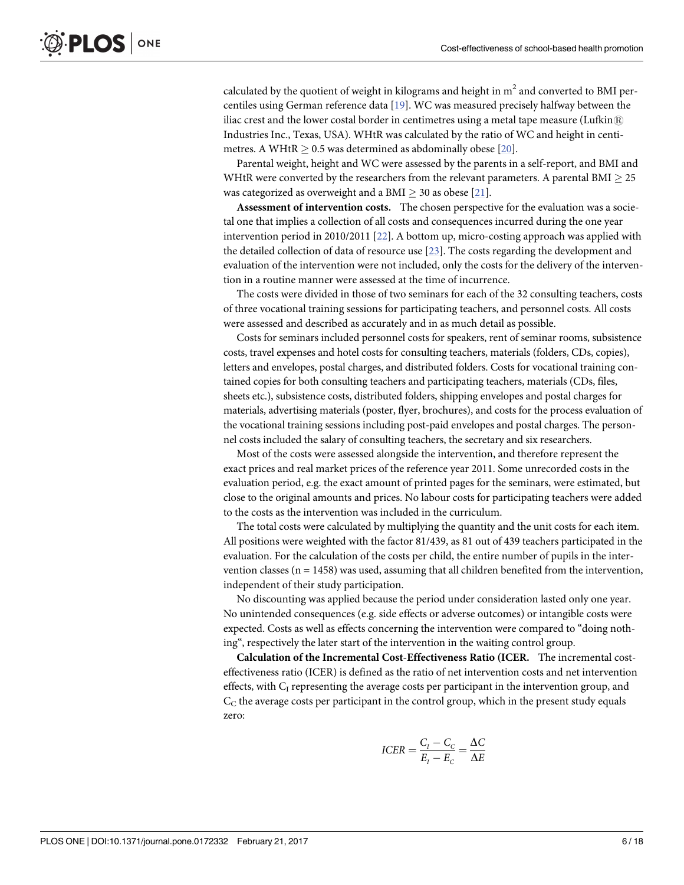calculated by the quotient of weight in kilograms and height in $m^2$ and converted to BMI percentiles using German reference data [19]. WC was measured precisely halfway between the iliac crest and the lower costal border in centimetres using a metal tape measure (Lufkin® Industries Inc., Texas, USA). WHtR was calculated by the ratio of WC and height in centimetres. A WHtR $\geq 0.5$ was determined as abdominally obese [20].

Parental weight, height and WC were assessed by the parents in a self-report, and BMI and WHtR were converted by the researchers from the relevant parameters. A parental BMI $\geq 25$ was categorized as overweight and a BMI $\geq 30$ as obese [21].

**Assessment of intervention costs.** The chosen perspective for the evaluation was a societal one that implies a collection of all costs and consequences incurred during the one year intervention period in 2010/2011 [22]. A bottom up, micro-costing approach was applied with the detailed collection of data of resource use [23]. The costs regarding the development and evaluation of the intervention were not included, only the costs for the delivery of the intervention in a routine manner were assessed at the time of incurrence.

The costs were divided in those of two seminars for each of the 32 consulting teachers, costs of three vocational training sessions for participating teachers, and personnel costs. All costs were assessed and described as accurately and in as much detail as possible.

Costs for seminars included personnel costs for speakers, rent of seminar rooms, subsistence costs, travel expenses and hotel costs for consulting teachers, materials (folders, CDs, copies), letters and envelopes, postal charges, and distributed folders. Costs for vocational training contained copies for both consulting teachers and participating teachers, materials (CDs, files, sheets etc.), subsistence costs, distributed folders, shipping envelopes and postal charges for materials, advertising materials (poster, flyer, brochures), and costs for the process evaluation of the vocational training sessions including post-paid envelopes and postal charges. The personnel costs included the salary of consulting teachers, the secretary and six researchers.

Most of the costs were assessed alongside the intervention, and therefore represent the exact prices and real market prices of the reference year 2011. Some unrecorded costs in the evaluation period, e.g. the exact amount of printed pages for the seminars, were estimated, but close to the original amounts and prices. No labour costs for participating teachers were added to the costs as the intervention was included in the curriculum.

The total costs were calculated by multiplying the quantity and the unit costs for each item. All positions were weighted with the factor 81/439, as 81 out of 439 teachers participated in the evaluation. For the calculation of the costs per child, the entire number of pupils in the intervention classes (n = 1458) was used, assuming that all children benefited from the intervention, independent of their study participation.

No discounting was applied because the period under consideration lasted only one year. No unintended consequences (e.g. side effects or adverse outcomes) or intangible costs were expected. Costs as well as effects concerning the intervention were compared to "doing nothing", respectively the later start of the intervention in the waiting control group.

**Calculation of the Incremental Cost-Effectiveness Ratio (ICER.** The incremental cost-effectiveness ratio (ICER) is defined as the ratio of net intervention costs and net intervention effects, with $C_I$ representing the average costs per participant in the intervention group, and $C_C$ the average costs per participant in the control group, which in the present study equals zero:

$$ICER = \frac{C_I - C_C}{E_I - E_C} = \frac{\Delta C}{\Delta E}$$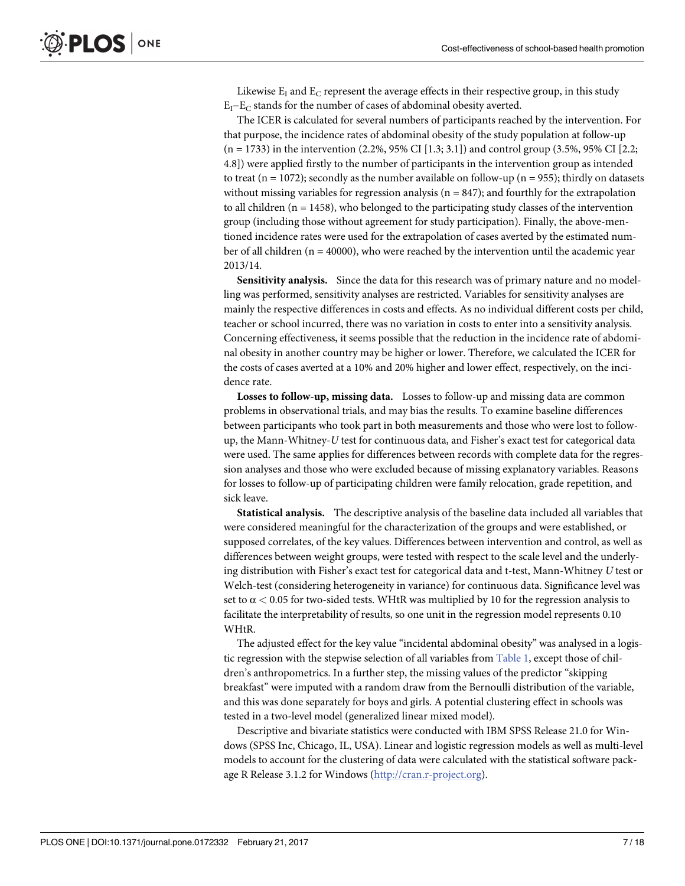Likewise $E_I$ and $E_C$ represent the average effects in their respective group, in this study $E_I$–$E_C$ stands for the number of cases of abdominal obesity averted.

The ICER is calculated for several numbers of participants reached by the intervention. For that purpose, the incidence rates of abdominal obesity of the study population at follow-up (n = 1733) in the intervention (2.2%, 95% CI [1.3; 3.1]) and control group (3.5%, 95% CI [2.2; 4.8]) were applied firstly to the number of participants in the intervention group as intended to treat (n = 1072); secondly as the number available on follow-up (n = 955); thirdly on datasets without missing variables for regression analysis (n = 847); and fourthly for the extrapolation to all children (n = 1458), who belonged to the participating study classes of the intervention group (including those without agreement for study participation). Finally, the above-mentioned incidence rates were used for the extrapolation of cases averted by the estimated number of all children (n = 40000), who were reached by the intervention until the academic year 2013/14.

**Sensitivity analysis.** Since the data for this research was of primary nature and no modelling was performed, sensitivity analyses are restricted. Variables for sensitivity analyses are mainly the respective differences in costs and effects. As no individual different costs per child, teacher or school incurred, there was no variation in costs to enter into a sensitivity analysis. Concerning effectiveness, it seems possible that the reduction in the incidence rate of abdominal obesity in another country may be higher or lower. Therefore, we calculated the ICER for the costs of cases averted at a 10% and 20% higher and lower effect, respectively, on the incidence rate.

**Losses to follow-up, missing data.** Losses to follow-up and missing data are common problems in observational trials, and may bias the results. To examine baseline differences between participants who took part in both measurements and those who were lost to follow-up, the Mann-Whitney-*U* test for continuous data, and Fisher's exact test for categorical data were used. The same applies for differences between records with complete data for the regression analyses and those who were excluded because of missing explanatory variables. Reasons for losses to follow-up of participating children were family relocation, grade repetition, and sick leave.

**Statistical analysis.** The descriptive analysis of the baseline data included all variables that were considered meaningful for the characterization of the groups and were established, or supposed correlates, of the key values. Differences between intervention and control, as well as differences between weight groups, were tested with respect to the scale level and the underlying distribution with Fisher's exact test for categorical data and t-test, Mann-Whitney *U* test or Welch-test (considering heterogeneity in variance) for continuous data. Significance level was set to $\alpha < 0.05$ for two-sided tests. WHtR was multiplied by 10 for the regression analysis to facilitate the interpretability of results, so one unit in the regression model represents 0.10 WHtR.

The adjusted effect for the key value "incidental abdominal obesity" was analysed in a logistic regression with the stepwise selection of all variables from Table 1, except those of children's anthropometrics. In a further step, the missing values of the predictor "skipping breakfast" were imputed with a random draw from the Bernoulli distribution of the variable, and this was done separately for boys and girls. A potential clustering effect in schools was tested in a two-level model (generalized linear mixed model).

Descriptive and bivariate statistics were conducted with IBM SPSS Release 21.0 for Windows (SPSS Inc, Chicago, IL, USA). Linear and logistic regression models as well as multi-level models to account for the clustering of data were calculated with the statistical software package R Release 3.1.2 for Windows (http://cran.r-project.org).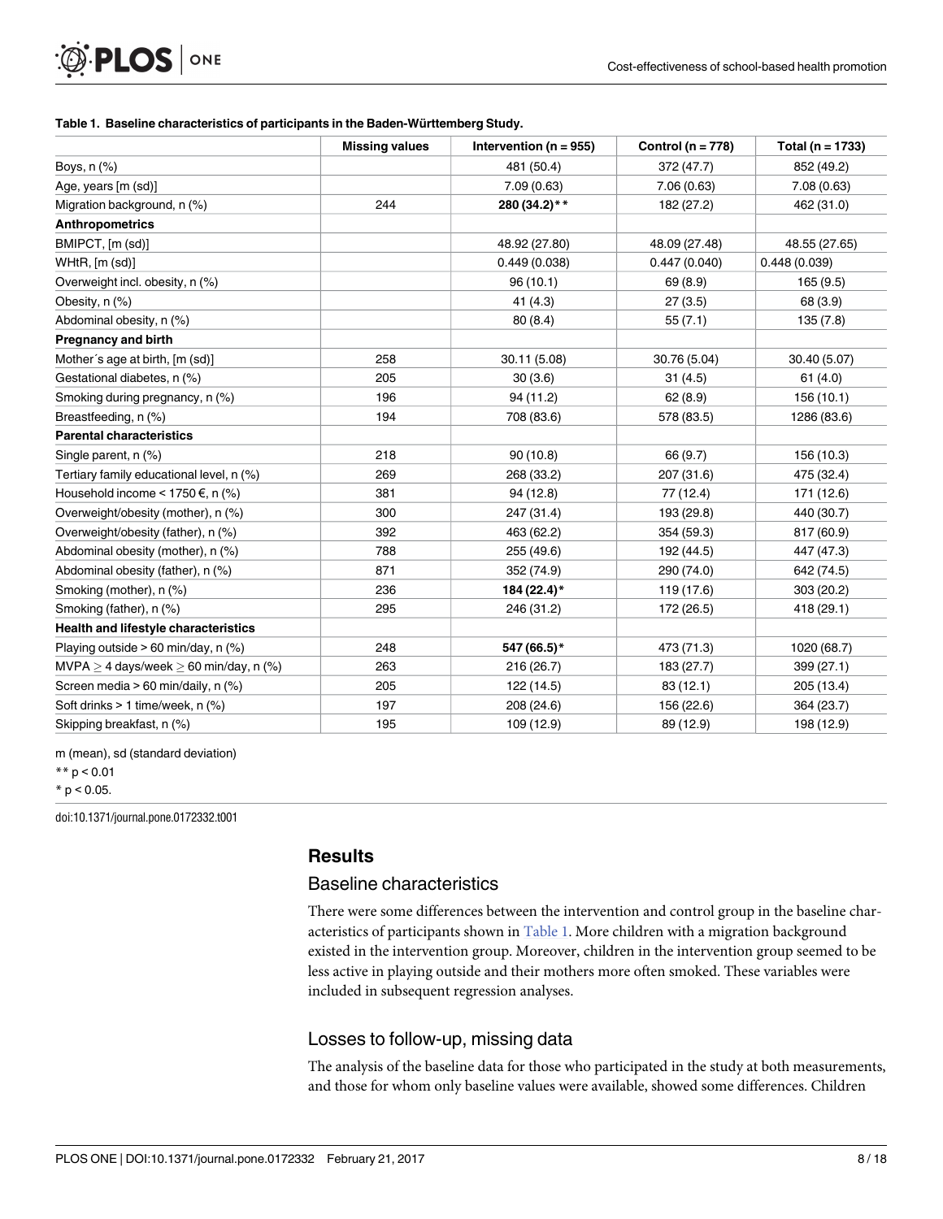**Table 1. Baseline characteristics of participants in the Baden-Württemberg Study.**

| | Missing values | Intervention (n = 955) | Control (n = 778) | Total (n = 1733) |
|---|---|---|---|---|
| Boys, n (%) | | 481 (50.4) | 372 (47.7) | 852 (49.2) |
| Age, years [m (sd)] | | 7.09 (0.63) | 7.06 (0.63) | 7.08 (0.63) |
| Migration background, n (%) | 244 | **280 (34.2)**** | 182 (27.2) | 462 (31.0) |
| **Anthropometrics** | | | | |
| BMIPCT, [m (sd)] | | 48.92 (27.80) | 48.09 (27.48) | 48.55 (27.65) |
| WHtR, [m (sd)] | | 0.449 (0.038) | 0.447 (0.040) | 0.448 (0.039) |
| Overweight incl. obesity, n (%) | | 96 (10.1) | 69 (8.9) | 165 (9.5) |
| Obesity, n (%) | | 41 (4.3) | 27 (3.5) | 68 (3.9) |
| Abdominal obesity, n (%) | | 80 (8.4) | 55 (7.1) | 135 (7.8) |
| **Pregnancy and birth** | | | | |
| Mother´s age at birth, [m (sd)] | 258 | 30.11 (5.08) | 30.76 (5.04) | 30.40 (5.07) |
| Gestational diabetes, n (%) | 205 | 30 (3.6) | 31 (4.5) | 61 (4.0) |
| Smoking during pregnancy, n (%) | 196 | 94 (11.2) | 62 (8.9) | 156 (10.1) |
| Breastfeeding, n (%) | 194 | 708 (83.6) | 578 (83.5) | 1286 (83.6) |
| **Parental characteristics** | | | | |
| Single parent, n (%) | 218 | 90 (10.8) | 66 (9.7) | 156 (10.3) |
| Tertiary family educational level, n (%) | 269 | 268 (33.2) | 207 (31.6) | 475 (32.4) |
| Household income < 1750 €, n (%) | 381 | 94 (12.8) | 77 (12.4) | 171 (12.6) |
| Overweight/obesity (mother), n (%) | 300 | 247 (31.4) | 193 (29.8) | 440 (30.7) |
| Overweight/obesity (father), n (%) | 392 | 463 (62.2) | 354 (59.3) | 817 (60.9) |
| Abdominal obesity (mother), n (%) | 788 | 255 (49.6) | 192 (44.5) | 447 (47.3) |
| Abdominal obesity (father), n (%) | 871 | 352 (74.9) | 290 (74.0) | 642 (74.5) |
| Smoking (mother), n (%) | 236 | **184 (22.4)*** | 119 (17.6) | 303 (20.2) |
| Smoking (father), n (%) | 295 | 246 (31.2) | 172 (26.5) | 418 (29.1) |
| **Health and lifestyle characteristics** | | | | |
| Playing outside > 60 min/day, n (%) | 248 | **547 (66.5)*** | 473 (71.3) | 1020 (68.7) |
| MVPA ≥ 4 days/week ≥ 60 min/day, n (%) | 263 | 216 (26.7) | 183 (27.7) | 399 (27.1) |
| Screen media > 60 min/daily, n (%) | 205 | 122 (14.5) | 83 (12.1) | 205 (13.4) |
| Soft drinks > 1 time/week, n (%) | 197 | 208 (24.6) | 156 (22.6) | 364 (23.7) |
| Skipping breakfast, n (%) | 195 | 109 (12.9) | 89 (12.9) | 198 (12.9) |

m (mean), sd (standard deviation)

** $p < 0.01$

* $p < 0.05$.

doi:10.1371/journal.pone.0172332.t001

## Results

### Baseline characteristics

There were some differences between the intervention and control group in the baseline characteristics of participants shown in Table 1. More children with a migration background existed in the intervention group. Moreover, children in the intervention group seemed to be less active in playing outside and their mothers more often smoked. These variables were included in subsequent regression analyses.

### Losses to follow-up, missing data

The analysis of the baseline data for those who participated in the study at both measurements, and those for whom only baseline values were available, showed some differences. Children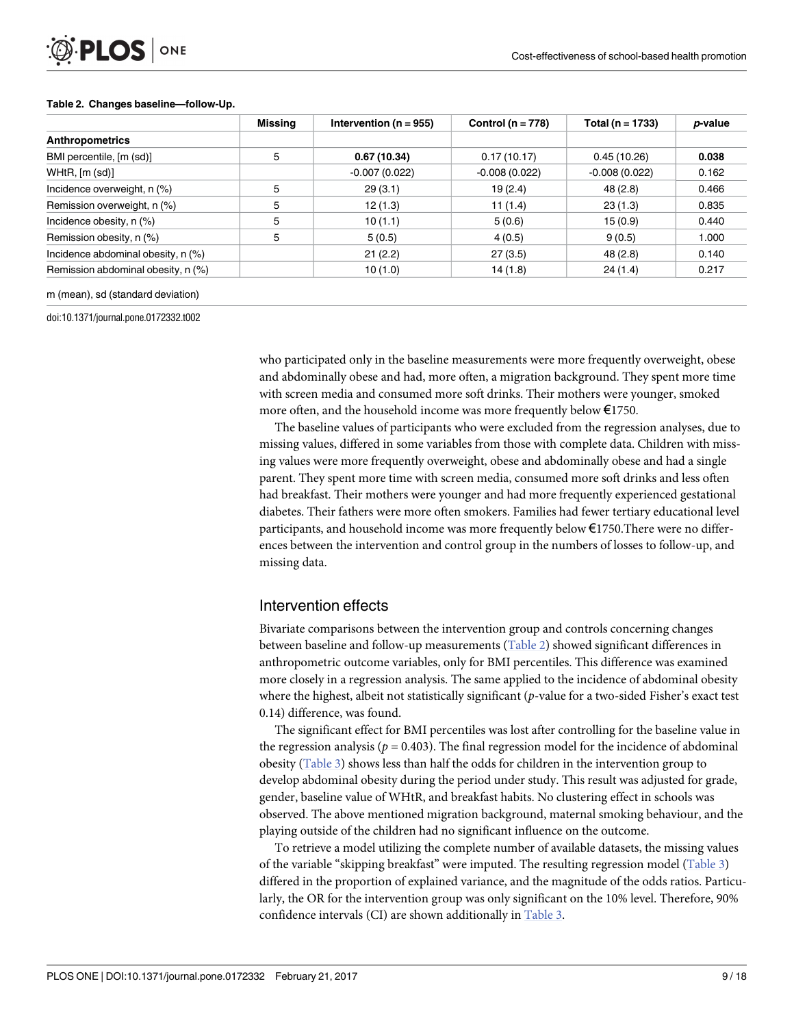**Table 2. Changes baseline—follow-Up.**

| | Missing | Intervention (n = 955) | Control (n = 778) | Total (n = 1733) | *p*-value |
|---|---|---|---|---|---|
| **Anthropometrics** | | | | | |
| BMI percentile, [m (sd)] | 5 | **0.67 (10.34)** | 0.17 (10.17) | 0.45 (10.26) | **0.038** |
| WHtR, [m (sd)] | | -0.007 (0.022) | -0.008 (0.022) | -0.008 (0.022) | 0.162 |
| Incidence overweight, n (%) | 5 | 29 (3.1) | 19 (2.4) | 48 (2.8) | 0.466 |
| Remission overweight, n (%) | 5 | 12 (1.3) | 11 (1.4) | 23 (1.3) | 0.835 |
| Incidence obesity, n (%) | 5 | 10 (1.1) | 5 (0.6) | 15 (0.9) | 0.440 |
| Remission obesity, n (%) | 5 | 5 (0.5) | 4 (0.5) | 9 (0.5) | 1.000 |
| Incidence abdominal obesity, n (%) | | 21 (2.2) | 27 (3.5) | 48 (2.8) | 0.140 |
| Remission abdominal obesity, n (%) | | 10 (1.0) | 14 (1.8) | 24 (1.4) | 0.217 |

m (mean), sd (standard deviation)

doi:10.1371/journal.pone.0172332.t002

who participated only in the baseline measurements were more frequently overweight, obese and abdominally obese and had, more often, a migration background. They spent more time with screen media and consumed more soft drinks. Their mothers were younger, smoked more often, and the household income was more frequently below €1750.

The baseline values of participants who were excluded from the regression analyses, due to missing values, differed in some variables from those with complete data. Children with missing values were more frequently overweight, obese and abdominally obese and had a single parent. They spent more time with screen media, consumed more soft drinks and less often had breakfast. Their mothers were younger and had more frequently experienced gestational diabetes. Their fathers were more often smokers. Families had fewer tertiary educational level participants, and household income was more frequently below €1750.There were no differences between the intervention and control group in the numbers of losses to follow-up, and missing data.

## Intervention effects

Bivariate comparisons between the intervention group and controls concerning changes between baseline and follow-up measurements (Table 2) showed significant differences in anthropometric outcome variables, only for BMI percentiles. This difference was examined more closely in a regression analysis. The same applied to the incidence of abdominal obesity where the highest, albeit not statistically significant (*p*-value for a two-sided Fisher's exact test 0.14) difference, was found.

The significant effect for BMI percentiles was lost after controlling for the baseline value in the regression analysis ($p = 0.403$). The final regression model for the incidence of abdominal obesity (Table 3) shows less than half the odds for children in the intervention group to develop abdominal obesity during the period under study. This result was adjusted for grade, gender, baseline value of WHtR, and breakfast habits. No clustering effect in schools was observed. The above mentioned migration background, maternal smoking behaviour, and the playing outside of the children had no significant influence on the outcome.

To retrieve a model utilizing the complete number of available datasets, the missing values of the variable "skipping breakfast" were imputed. The resulting regression model (Table 3) differed in the proportion of explained variance, and the magnitude of the odds ratios. Particularly, the OR for the intervention group was only significant on the 10% level. Therefore, 90% confidence intervals (CI) are shown additionally in Table 3.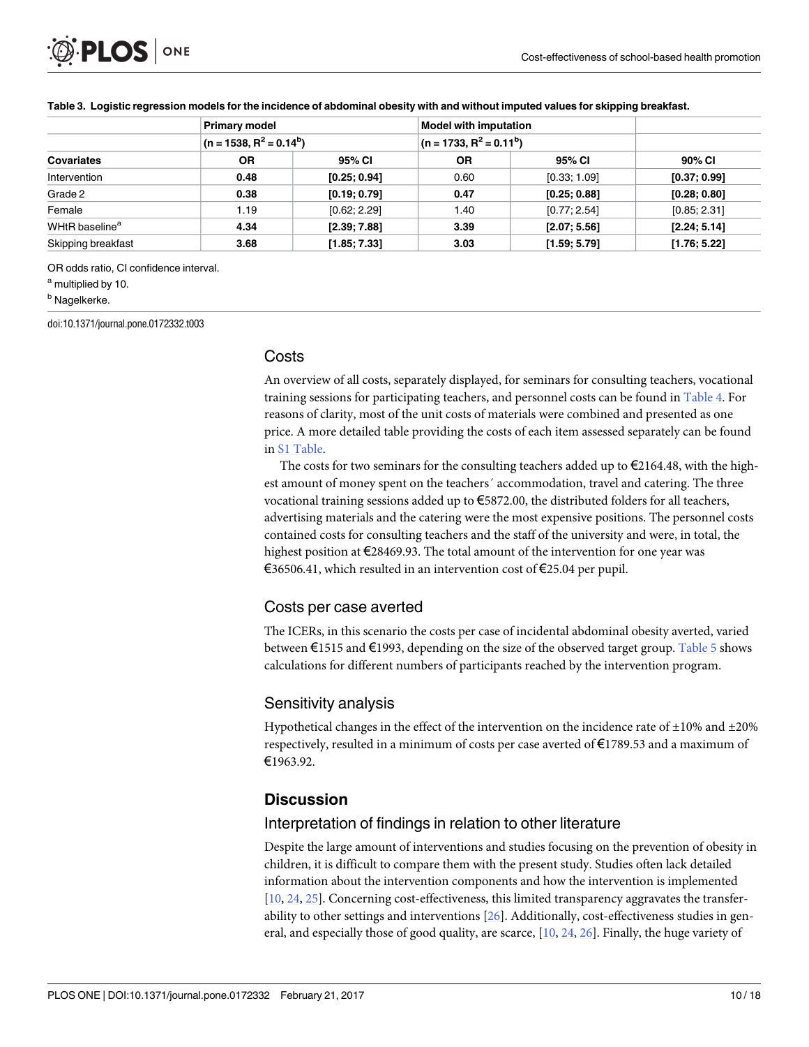**Table 3. Logistic regression models for the incidence of abdominal obesity with and without imputed values for skipping breakfast.**

| | Primary model | | Model with imputation | | |
|---|---|---|---|---|---|
| | (n = 1538, $R^2$ = 0.14[b]) | | (n = 1733, $R^2$ = 0.11[b]) | | |
| **Covariates** | **OR** | **95% CI** | **OR** | **95% CI** | **90% CI** |
| Intervention | **0.48** | **[0.25; 0.94]** | 0.60 | [0.33; 1.09] | **[0.37; 0.99]** |
| Grade 2 | **0.38** | **[0.19; 0.79]** | **0.47** | **[0.25; 0.88]** | **[0.28; 0.80]** |
| Female | 1.19 | [0.62; 2.29] | 1.40 | [0.77; 2.54] | [0.85; 2.31] |
| WHtR baseline[a] | **4.34** | **[2.39; 7.88]** | **3.39** | **[2.07; 5.56]** | **[2.24; 5.14]** |
| Skipping breakfast | **3.68** | **[1.85; 7.33]** | **3.03** | **[1.59; 5.79]** | **[1.76; 5.22]** |

OR odds ratio, CI confidence interval.

[a] multiplied by 10.

[b] Nagelkerke.

doi:10.1371/journal.pone.0172332.t003

### Costs

An overview of all costs, separately displayed, for seminars for consulting teachers, vocational training sessions for participating teachers, and personnel costs can be found in Table 4. For reasons of clarity, most of the unit costs of materials were combined and presented as one price. A more detailed table providing the costs of each item assessed separately can be found in S1 Table.

The costs for two seminars for the consulting teachers added up to €2164.48, with the highest amount of money spent on the teachers´ accommodation, travel and catering. The three vocational training sessions added up to €5872.00, the distributed folders for all teachers, advertising materials and the catering were the most expensive positions. The personnel costs contained costs for consulting teachers and the staff of the university and were, in total, the highest position at €28469.93. The total amount of the intervention for one year was €36506.41, which resulted in an intervention cost of €25.04 per pupil.

### Costs per case averted

The ICERs, in this scenario the costs per case of incidental abdominal obesity averted, varied between €1515 and €1993, depending on the size of the observed target group. Table 5 shows calculations for different numbers of participants reached by the intervention program.

### Sensitivity analysis

Hypothetical changes in the effect of the intervention on the incidence rate of ±10% and ±20% respectively, resulted in a minimum of costs per case averted of €1789.53 and a maximum of €1963.92.

## Discussion

### Interpretation of findings in relation to other literature

Despite the large amount of interventions and studies focusing on the prevention of obesity in children, it is difficult to compare them with the present study. Studies often lack detailed information about the intervention components and how the intervention is implemented [10, 24, 25]. Concerning cost-effectiveness, this limited transparency aggravates the transferability to other settings and interventions [26]. Additionally, cost-effectiveness studies in general, and especially those of good quality, are scarce, [10, 24, 26]. Finally, the huge variety of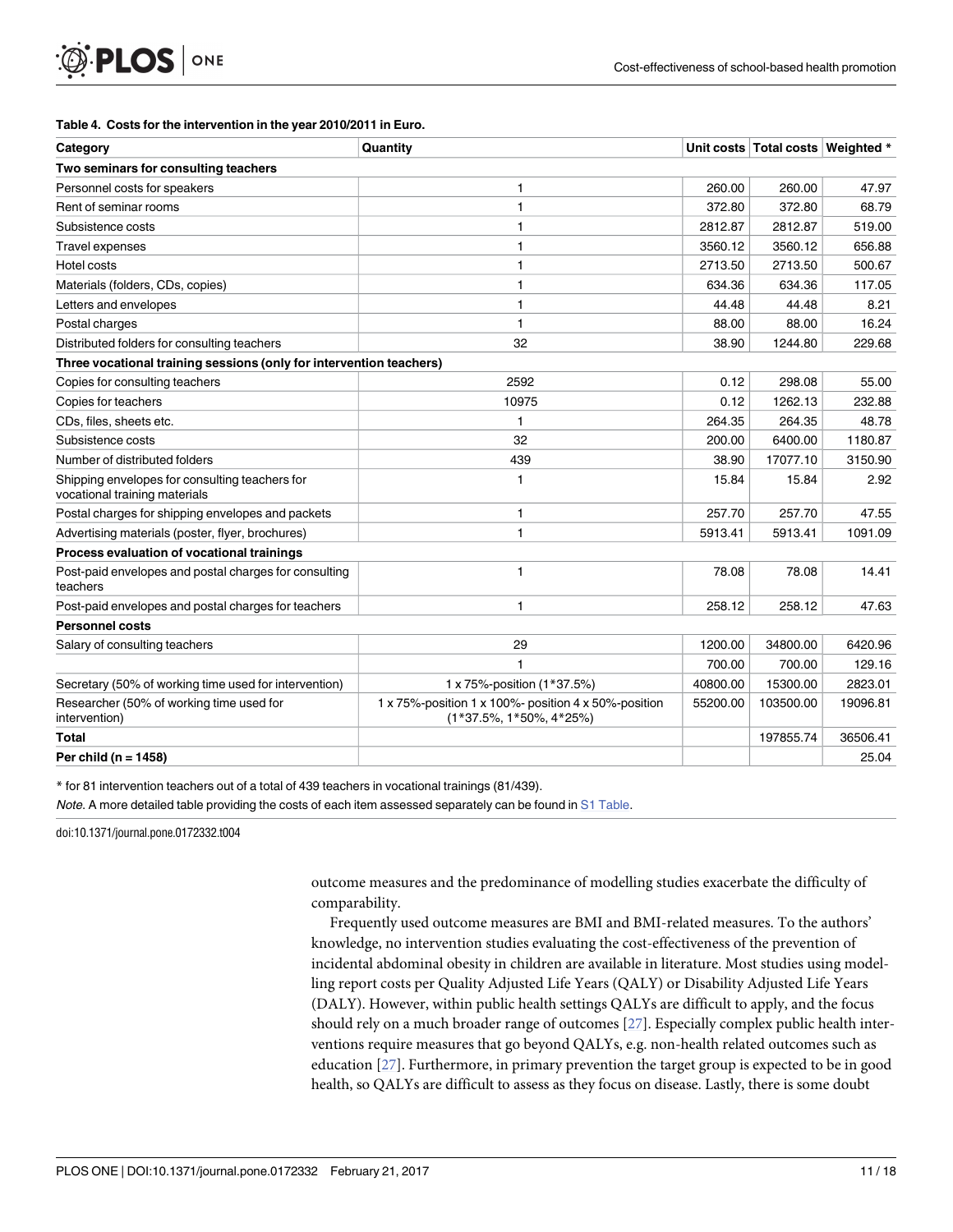**Table 4. Costs for the intervention in the year 2010/2011 in Euro.**

| Category | Quantity | Unit costs | Total costs | Weighted * |
|---|---|---|---|---|
| **Two seminars for consulting teachers** | | | | |
| Personnel costs for speakers | 1 | 260.00 | 260.00 | 47.97 |
| Rent of seminar rooms | 1 | 372.80 | 372.80 | 68.79 |
| Subsistence costs | 1 | 2812.87 | 2812.87 | 519.00 |
| Travel expenses | 1 | 3560.12 | 3560.12 | 656.88 |
| Hotel costs | 1 | 2713.50 | 2713.50 | 500.67 |
| Materials (folders, CDs, copies) | 1 | 634.36 | 634.36 | 117.05 |
| Letters and envelopes | 1 | 44.48 | 44.48 | 8.21 |
| Postal charges | 1 | 88.00 | 88.00 | 16.24 |
| Distributed folders for consulting teachers | 32 | 38.90 | 1244.80 | 229.68 |
| **Three vocational training sessions (only for intervention teachers)** | | | | |
| Copies for consulting teachers | 2592 | 0.12 | 298.08 | 55.00 |
| Copies for teachers | 10975 | 0.12 | 1262.13 | 232.88 |
| CDs, files, sheets etc. | 1 | 264.35 | 264.35 | 48.78 |
| Subsistence costs | 32 | 200.00 | 6400.00 | 1180.87 |
| Number of distributed folders | 439 | 38.90 | 17077.10 | 3150.90 |
| Shipping envelopes for consulting teachers for vocational training materials | 1 | 15.84 | 15.84 | 2.92 |
| Postal charges for shipping envelopes and packets | 1 | 257.70 | 257.70 | 47.55 |
| Advertising materials (poster, flyer, brochures) | 1 | 5913.41 | 5913.41 | 1091.09 |
| **Process evaluation of vocational trainings** | | | | |
| Post-paid envelopes and postal charges for consulting teachers | 1 | 78.08 | 78.08 | 14.41 |
| Post-paid envelopes and postal charges for teachers | 1 | 258.12 | 258.12 | 47.63 |
| **Personnel costs** | | | | |
| Salary of consulting teachers | 29 | 1200.00 | 34800.00 | 6420.96 |
| | 1 | 700.00 | 700.00 | 129.16 |
| Secretary (50% of working time used for intervention) | 1 x 75%-position (1*37.5%) | 40800.00 | 15300.00 | 2823.01 |
| Researcher (50% of working time used for intervention) | 1 x 75%-position 1 x 100%- position 4 x 50%-position (1*37.5%, 1*50%, 4*25%) | 55200.00 | 103500.00 | 19096.81 |
| **Total** | | | 197855.74 | 36506.41 |
| **Per child (n = 1458)** | | | | 25.04 |

* for 81 intervention teachers out of a total of 439 teachers in vocational trainings (81/439).

*Note.* A more detailed table providing the costs of each item assessed separately can be found in S1 Table.

doi:10.1371/journal.pone.0172332.t004

outcome measures and the predominance of modelling studies exacerbate the difficulty of comparability.

Frequently used outcome measures are BMI and BMI-related measures. To the authors' knowledge, no intervention studies evaluating the cost-effectiveness of the prevention of incidental abdominal obesity in children are available in literature. Most studies using modelling report costs per Quality Adjusted Life Years (QALY) or Disability Adjusted Life Years (DALY). However, within public health settings QALYs are difficult to apply, and the focus should rely on a much broader range of outcomes [27]. Especially complex public health interventions require measures that go beyond QALYs, e.g. non-health related outcomes such as education [27]. Furthermore, in primary prevention the target group is expected to be in good health, so QALYs are difficult to assess as they focus on disease. Lastly, there is some doubt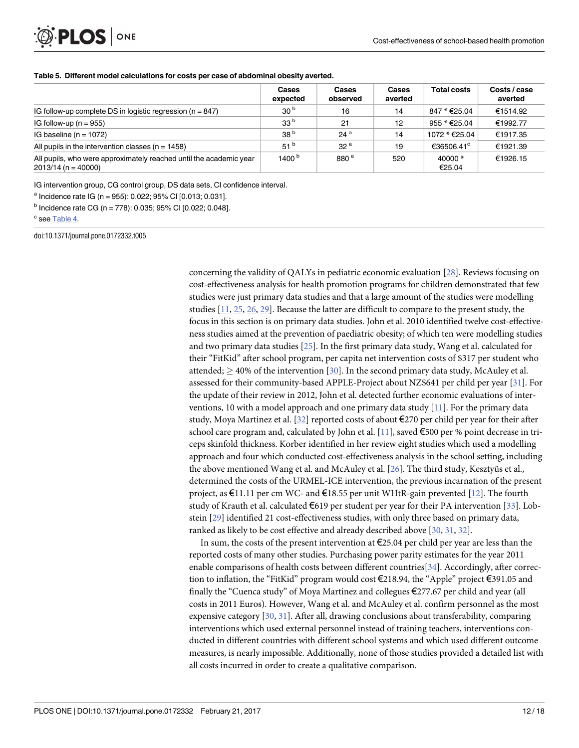**Table 5. Different model calculations for costs per case of abdominal obesity averted.**

| | Cases expected | Cases observed | Cases averted | Total costs | Costs / case averted |
|---|---|---|---|---|---|
| IG follow-up complete DS in logistic regression (n = 847) | 30 [b] | 16 | 14 | 847 * €25.04 | €1514.92 |
| IG follow-up (n = 955) | 33 [b] | 21 | 12 | 955 * €25.04 | €1992.77 |
| IG baseline (n = 1072) | 38 [b] | 24 [a] | 14 | 1072 * €25.04 | €1917.35 |
| All pupils in the intervention classes (n = 1458) | 51 [b] | 32 [a] | 19 | €36506.41 [c] | €1921.39 |
| All pupils, who were approximately reached until the academic year 2013/14 (n = 40000) | 1400 [b] | 880 [a] | 520 | 40000 * €25.04 | €1926.15 |

IG intervention group, CG control group, DS data sets, CI confidence interval.

[a] Incidence rate IG (n = 955): 0.022; 95% CI [0.013; 0.031].

[b] Incidence rate CG (n = 778): 0.035; 95% CI [0.022; 0.048].

[c] see Table 4.

doi:10.1371/journal.pone.0172332.t005

concerning the validity of QALYs in pediatric economic evaluation [28]. Reviews focusing on cost-effectiveness analysis for health promotion programs for children demonstrated that few studies were just primary data studies and that a large amount of the studies were modelling studies [11, 25, 26, 29]. Because the latter are difficult to compare to the present study, the focus in this section is on primary data studies. John et al. 2010 identified twelve cost-effectiveness studies aimed at the prevention of paediatric obesity; of which ten were modelling studies and two primary data studies [25]. In the first primary data study, Wang et al. calculated for their "FitKid" after school program, per capita net intervention costs of $317 per student who attended; $\geq$ 40% of the intervention [30]. In the second primary data study, McAuley et al. assessed for their community-based APPLE-Project about NZ$641 per child per year [31]. For the update of their review in 2012, John et al. detected further economic evaluations of interventions, 10 with a model approach and one primary data study [11]. For the primary data study, Moya Martinez et al. [32] reported costs of about €270 per child per year for their after school care program and, calculated by John et al. [11], saved €500 per % point decrease in triceps skinfold thickness. Korber identified in her review eight studies which used a modelling approach and four which conducted cost-effectiveness analysis in the school setting, including the above mentioned Wang et al. and McAuley et al. [26]. The third study, Kesztyüs et al., determined the costs of the URMEL-ICE intervention, the previous incarnation of the present project, as €11.11 per cm WC- and €18.55 per unit WHtR-gain prevented [12]. The fourth study of Krauth et al. calculated €619 per student per year for their PA intervention [33]. Lobstein [29] identified 21 cost-effectiveness studies, with only three based on primary data, ranked as likely to be cost effective and already described above [30, 31, 32].

In sum, the costs of the present intervention at €25.04 per child per year are less than the reported costs of many other studies. Purchasing power parity estimates for the year 2011 enable comparisons of health costs between different countries[34]. Accordingly, after correction to inflation, the "FitKid" program would cost €218.94, the "Apple" project €391.05 and finally the "Cuenca study" of Moya Martinez and collegues €277.67 per child and year (all costs in 2011 Euros). However, Wang et al. and McAuley et al. confirm personnel as the most expensive category [30, 31]. After all, drawing conclusions about transferability, comparing interventions which used external personnel instead of training teachers, interventions conducted in different countries with different school systems and which used different outcome measures, is nearly impossible. Additionally, none of those studies provided a detailed list with all costs incurred in order to create a qualitative comparison.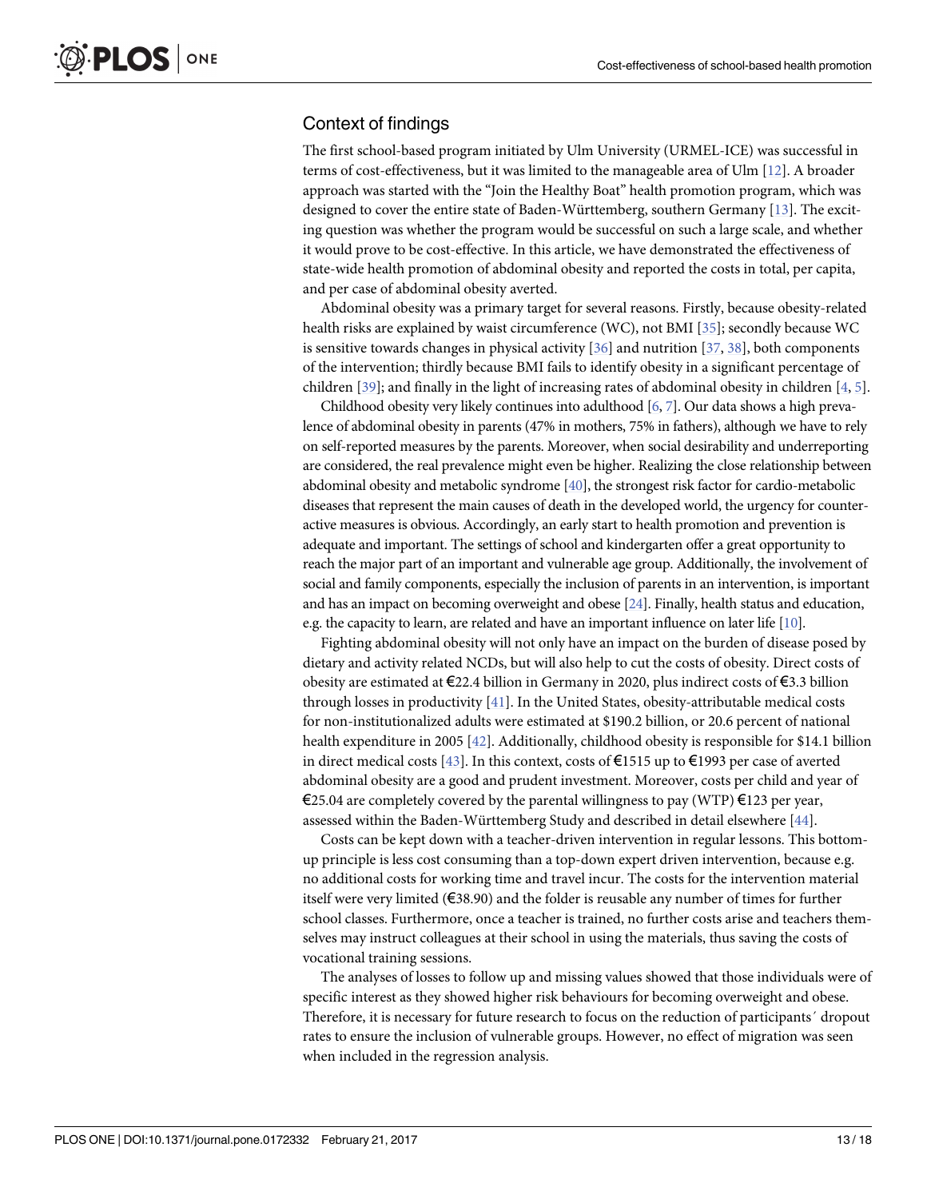## Context of findings

The first school-based program initiated by Ulm University (URMEL-ICE) was successful in terms of cost-effectiveness, but it was limited to the manageable area of Ulm [12]. A broader approach was started with the "Join the Healthy Boat" health promotion program, which was designed to cover the entire state of Baden-Württemberg, southern Germany [13]. The exciting question was whether the program would be successful on such a large scale, and whether it would prove to be cost-effective. In this article, we have demonstrated the effectiveness of state-wide health promotion of abdominal obesity and reported the costs in total, per capita, and per case of abdominal obesity averted.

Abdominal obesity was a primary target for several reasons. Firstly, because obesity-related health risks are explained by waist circumference (WC), not BMI [35]; secondly because WC is sensitive towards changes in physical activity [36] and nutrition [37, 38], both components of the intervention; thirdly because BMI fails to identify obesity in a significant percentage of children [39]; and finally in the light of increasing rates of abdominal obesity in children [4, 5].

Childhood obesity very likely continues into adulthood [6, 7]. Our data shows a high prevalence of abdominal obesity in parents (47% in mothers, 75% in fathers), although we have to rely on self-reported measures by the parents. Moreover, when social desirability and underreporting are considered, the real prevalence might even be higher. Realizing the close relationship between abdominal obesity and metabolic syndrome [40], the strongest risk factor for cardio-metabolic diseases that represent the main causes of death in the developed world, the urgency for counteractive measures is obvious. Accordingly, an early start to health promotion and prevention is adequate and important. The settings of school and kindergarten offer a great opportunity to reach the major part of an important and vulnerable age group. Additionally, the involvement of social and family components, especially the inclusion of parents in an intervention, is important and has an impact on becoming overweight and obese [24]. Finally, health status and education, e.g. the capacity to learn, are related and have an important influence on later life [10].

Fighting abdominal obesity will not only have an impact on the burden of disease posed by dietary and activity related NCDs, but will also help to cut the costs of obesity. Direct costs of obesity are estimated at €22.4 billion in Germany in 2020, plus indirect costs of €3.3 billion through losses in productivity [41]. In the United States, obesity-attributable medical costs for non-institutionalized adults were estimated at $190.2 billion, or 20.6 percent of national health expenditure in 2005 [42]. Additionally, childhood obesity is responsible for $14.1 billion in direct medical costs [43]. In this context, costs of €1515 up to €1993 per case of averted abdominal obesity are a good and prudent investment. Moreover, costs per child and year of €25.04 are completely covered by the parental willingness to pay (WTP) €123 per year, assessed within the Baden-Württemberg Study and described in detail elsewhere [44].

Costs can be kept down with a teacher-driven intervention in regular lessons. This bottom-up principle is less cost consuming than a top-down expert driven intervention, because e.g. no additional costs for working time and travel incur. The costs for the intervention material itself were very limited (€38.90) and the folder is reusable any number of times for further school classes. Furthermore, once a teacher is trained, no further costs arise and teachers themselves may instruct colleagues at their school in using the materials, thus saving the costs of vocational training sessions.

The analyses of losses to follow up and missing values showed that those individuals were of specific interest as they showed higher risk behaviours for becoming overweight and obese. Therefore, it is necessary for future research to focus on the reduction of participants´ dropout rates to ensure the inclusion of vulnerable groups. However, no effect of migration was seen when included in the regression analysis.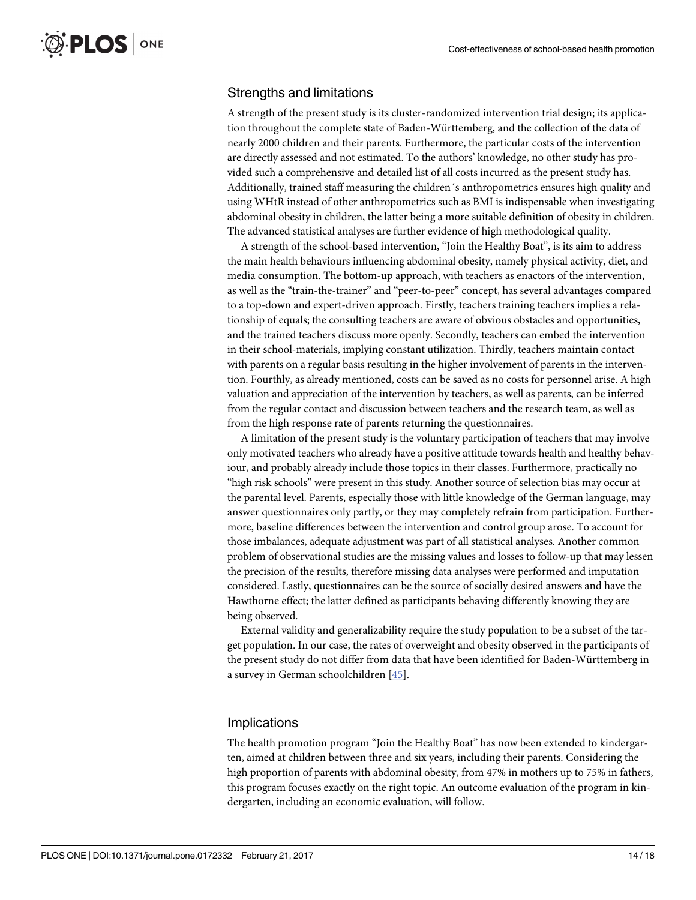## Strengths and limitations

A strength of the present study is its cluster-randomized intervention trial design; its application throughout the complete state of Baden-Württemberg, and the collection of the data of nearly 2000 children and their parents. Furthermore, the particular costs of the intervention are directly assessed and not estimated. To the authors' knowledge, no other study has provided such a comprehensive and detailed list of all costs incurred as the present study has. Additionally, trained staff measuring the children´s anthropometrics ensures high quality and using WHtR instead of other anthropometrics such as BMI is indispensable when investigating abdominal obesity in children, the latter being a more suitable definition of obesity in children. The advanced statistical analyses are further evidence of high methodological quality.

A strength of the school-based intervention, "Join the Healthy Boat", is its aim to address the main health behaviours influencing abdominal obesity, namely physical activity, diet, and media consumption. The bottom-up approach, with teachers as enactors of the intervention, as well as the "train-the-trainer" and "peer-to-peer" concept, has several advantages compared to a top-down and expert-driven approach. Firstly, teachers training teachers implies a relationship of equals; the consulting teachers are aware of obvious obstacles and opportunities, and the trained teachers discuss more openly. Secondly, teachers can embed the intervention in their school-materials, implying constant utilization. Thirdly, teachers maintain contact with parents on a regular basis resulting in the higher involvement of parents in the intervention. Fourthly, as already mentioned, costs can be saved as no costs for personnel arise. A high valuation and appreciation of the intervention by teachers, as well as parents, can be inferred from the regular contact and discussion between teachers and the research team, as well as from the high response rate of parents returning the questionnaires.

A limitation of the present study is the voluntary participation of teachers that may involve only motivated teachers who already have a positive attitude towards health and healthy behaviour, and probably already include those topics in their classes. Furthermore, practically no "high risk schools" were present in this study. Another source of selection bias may occur at the parental level. Parents, especially those with little knowledge of the German language, may answer questionnaires only partly, or they may completely refrain from participation. Furthermore, baseline differences between the intervention and control group arose. To account for those imbalances, adequate adjustment was part of all statistical analyses. Another common problem of observational studies are the missing values and losses to follow-up that may lessen the precision of the results, therefore missing data analyses were performed and imputation considered. Lastly, questionnaires can be the source of socially desired answers and have the Hawthorne effect; the latter defined as participants behaving differently knowing they are being observed.

External validity and generalizability require the study population to be a subset of the target population. In our case, the rates of overweight and obesity observed in the participants of the present study do not differ from data that have been identified for Baden-Württemberg in a survey in German schoolchildren [45].

## Implications

The health promotion program "Join the Healthy Boat" has now been extended to kindergarten, aimed at children between three and six years, including their parents. Considering the high proportion of parents with abdominal obesity, from 47% in mothers up to 75% in fathers, this program focuses exactly on the right topic. An outcome evaluation of the program in kindergarten, including an economic evaluation, will follow.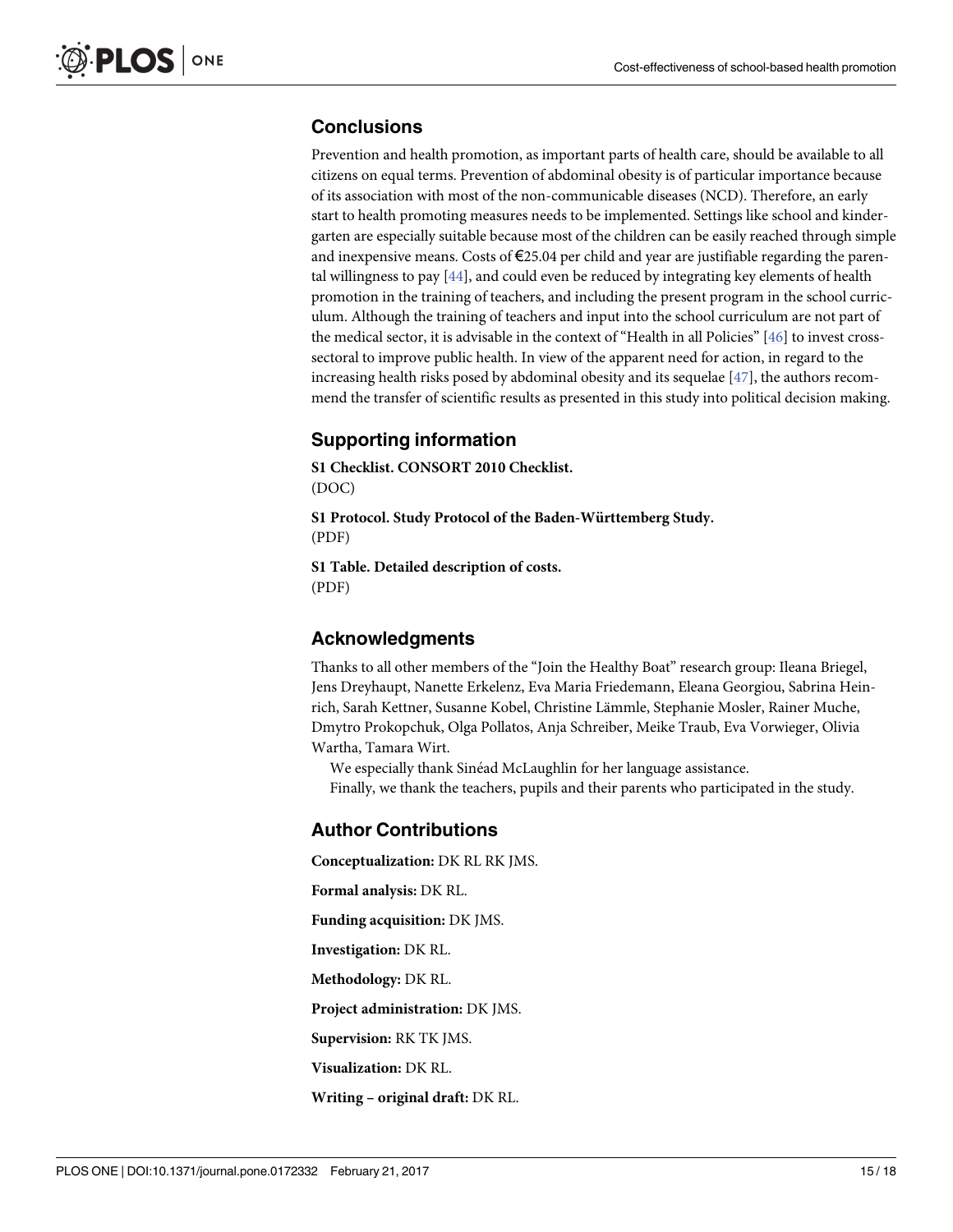## Conclusions

Prevention and health promotion, as important parts of health care, should be available to all citizens on equal terms. Prevention of abdominal obesity is of particular importance because of its association with most of the non-communicable diseases (NCD). Therefore, an early start to health promoting measures needs to be implemented. Settings like school and kindergarten are especially suitable because most of the children can be easily reached through simple and inexpensive means. Costs of €25.04 per child and year are justifiable regarding the parental willingness to pay [44], and could even be reduced by integrating key elements of health promotion in the training of teachers, and including the present program in the school curriculum. Although the training of teachers and input into the school curriculum are not part of the medical sector, it is advisable in the context of "Health in all Policies" [46] to invest cross-sectoral to improve public health. In view of the apparent need for action, in regard to the increasing health risks posed by abdominal obesity and its sequelae [47], the authors recommend the transfer of scientific results as presented in this study into political decision making.

## Supporting information

**S1 Checklist. CONSORT 2010 Checklist.**
(DOC)

**S1 Protocol. Study Protocol of the Baden-Württemberg Study.**
(PDF)

**S1 Table. Detailed description of costs.**
(PDF)

## Acknowledgments

Thanks to all other members of the "Join the Healthy Boat" research group: Ileana Briegel, Jens Dreyhaupt, Nanette Erkelenz, Eva Maria Friedemann, Eleana Georgiou, Sabrina Heinrich, Sarah Kettner, Susanne Kobel, Christine Lämmle, Stephanie Mosler, Rainer Muche, Dmytro Prokopchuk, Olga Pollatos, Anja Schreiber, Meike Traub, Eva Vorwieger, Olivia Wartha, Tamara Wirt.

We especially thank Sinéad McLaughlin for her language assistance.

Finally, we thank the teachers, pupils and their parents who participated in the study.

## Author Contributions

**Conceptualization:** DK RL RK JMS.

**Formal analysis:** DK RL.

**Funding acquisition:** DK JMS.

**Investigation:** DK RL.

**Methodology:** DK RL.

**Project administration:** DK JMS.

**Supervision:** RK TK JMS.

**Visualization:** DK RL.

**Writing – original draft:** DK RL.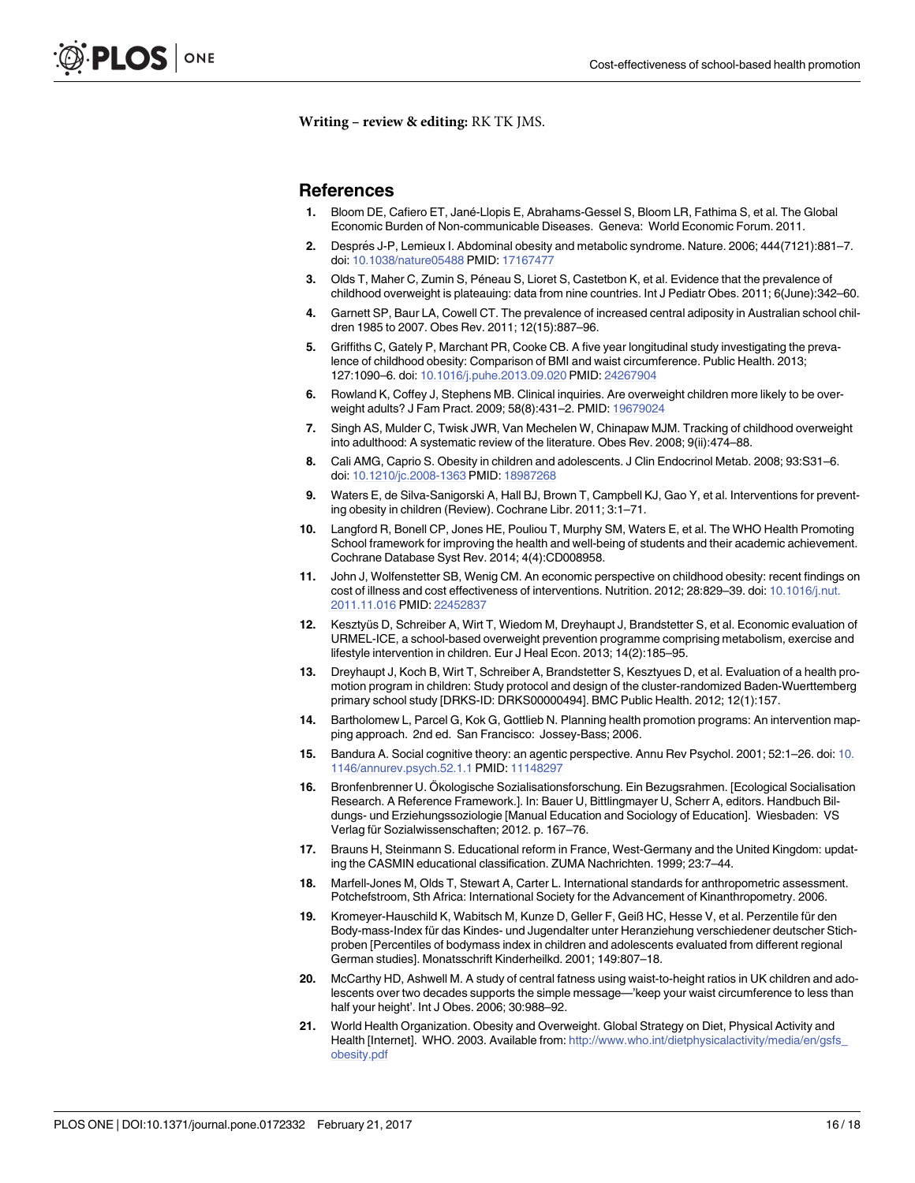**Writing – review & editing:** RK TK JMS.

## References

1. Bloom DE, Cafiero ET, Jané-Llopis E, Abrahams-Gessel S, Bloom LR, Fathima S, et al. The Global Economic Burden of Non-communicable Diseases. Geneva: World Economic Forum. 2011.
2. Després J-P, Lemieux I. Abdominal obesity and metabolic syndrome. Nature. 2006; 444(7121):881–7. doi: 10.1038/nature05488 PMID: 17167477
3. Olds T, Maher C, Zumin S, Péneau S, Lioret S, Castetbon K, et al. Evidence that the prevalence of childhood overweight is plateauing: data from nine countries. Int J Pediatr Obes. 2011; 6(June):342–60.
4. Garnett SP, Baur LA, Cowell CT. The prevalence of increased central adiposity in Australian school children 1985 to 2007. Obes Rev. 2011; 12(15):887–96.
5. Griffiths C, Gately P, Marchant PR, Cooke CB. A five year longitudinal study investigating the prevalence of childhood obesity: Comparison of BMI and waist circumference. Public Health. 2013; 127:1090–6. doi: 10.1016/j.puhe.2013.09.020 PMID: 24267904
6. Rowland K, Coffey J, Stephens MB. Clinical inquiries. Are overweight children more likely to be overweight adults? J Fam Pract. 2009; 58(8):431–2. PMID: 19679024
7. Singh AS, Mulder C, Twisk JWR, Van Mechelen W, Chinapaw MJM. Tracking of childhood overweight into adulthood: A systematic review of the literature. Obes Rev. 2008; 9(ii):474–88.
8. Cali AMG, Caprio S. Obesity in children and adolescents. J Clin Endocrinol Metab. 2008; 93:S31–6. doi: 10.1210/jc.2008-1363 PMID: 18987268
9. Waters E, de Silva-Sanigorski A, Hall BJ, Brown T, Campbell KJ, Gao Y, et al. Interventions for preventing obesity in children (Review). Cochrane Libr. 2011; 3:1–71.
10. Langford R, Bonell CP, Jones HE, Pouliou T, Murphy SM, Waters E, et al. The WHO Health Promoting School framework for improving the health and well-being of students and their academic achievement. Cochrane Database Syst Rev. 2014; 4(4):CD008958.
11. John J, Wolfenstetter SB, Wenig CM. An economic perspective on childhood obesity: recent findings on cost of illness and cost effectiveness of interventions. Nutrition. 2012; 28:829–39. doi: 10.1016/j.nut.2011.11.016 PMID: 22452837
12. Kesztyüs D, Schreiber A, Wirt T, Wiedom M, Dreyhaupt J, Brandstetter S, et al. Economic evaluation of URMEL-ICE, a school-based overweight prevention programme comprising metabolism, exercise and lifestyle intervention in children. Eur J Heal Econ. 2013; 14(2):185–95.
13. Dreyhaupt J, Koch B, Wirt T, Schreiber A, Brandstetter S, Kesztyues D, et al. Evaluation of a health promotion program in children: Study protocol and design of the cluster-randomized Baden-Wuerttemberg primary school study [DRKS-ID: DRKS00000494]. BMC Public Health. 2012; 12(1):157.
14. Bartholomew L, Parcel G, Kok G, Gottlieb N. Planning health promotion programs: An intervention mapping approach. 2nd ed. San Francisco: Jossey-Bass; 2006.
15. Bandura A. Social cognitive theory: an agentic perspective. Annu Rev Psychol. 2001; 52:1–26. doi: 10.1146/annurev.psych.52.1.1 PMID: 11148297
16. Bronfenbrenner U. Ökologische Sozialisationsforschung. Ein Bezugsrahmen. [Ecological Socialisation Research. A Reference Framework.]. In: Bauer U, Bittlingmayer U, Scherr A, editors. Handbuch Bildungs- und Erziehungssoziologie [Manual Education and Sociology of Education]. Wiesbaden: VS Verlag für Sozialwissenschaften; 2012. p. 167–76.
17. Brauns H, Steinmann S. Educational reform in France, West-Germany and the United Kingdom: updating the CASMIN educational classification. ZUMA Nachrichten. 1999; 23:7–44.
18. Marfell-Jones M, Olds T, Stewart A, Carter L. International standards for anthropometric assessment. Potchefstroom, Sth Africa: International Society for the Advancement of Kinanthropometry. 2006.
19. Kromeyer-Hauschild K, Wabitsch M, Kunze D, Geller F, Geiß HC, Hesse V, et al. Perzentile für den Body-mass-Index für das Kindes- und Jugendalter unter Heranziehung verschiedener deutscher Stichproben [Percentiles of bodymass index in children and adolescents evaluated from different regional German studies]. Monatsschrift Kinderheilkd. 2001; 149:807–18.
20. McCarthy HD, Ashwell M. A study of central fatness using waist-to-height ratios in UK children and adolescents over two decades supports the simple message—'keep your waist circumference to less than half your height'. Int J Obes. 2006; 30:988–92.
21. World Health Organization. Obesity and Overweight. Global Strategy on Diet, Physical Activity and Health [Internet]. WHO. 2003. Available from: http://www.who.int/dietphysicalactivity/media/en/gsfs_obesity.pdf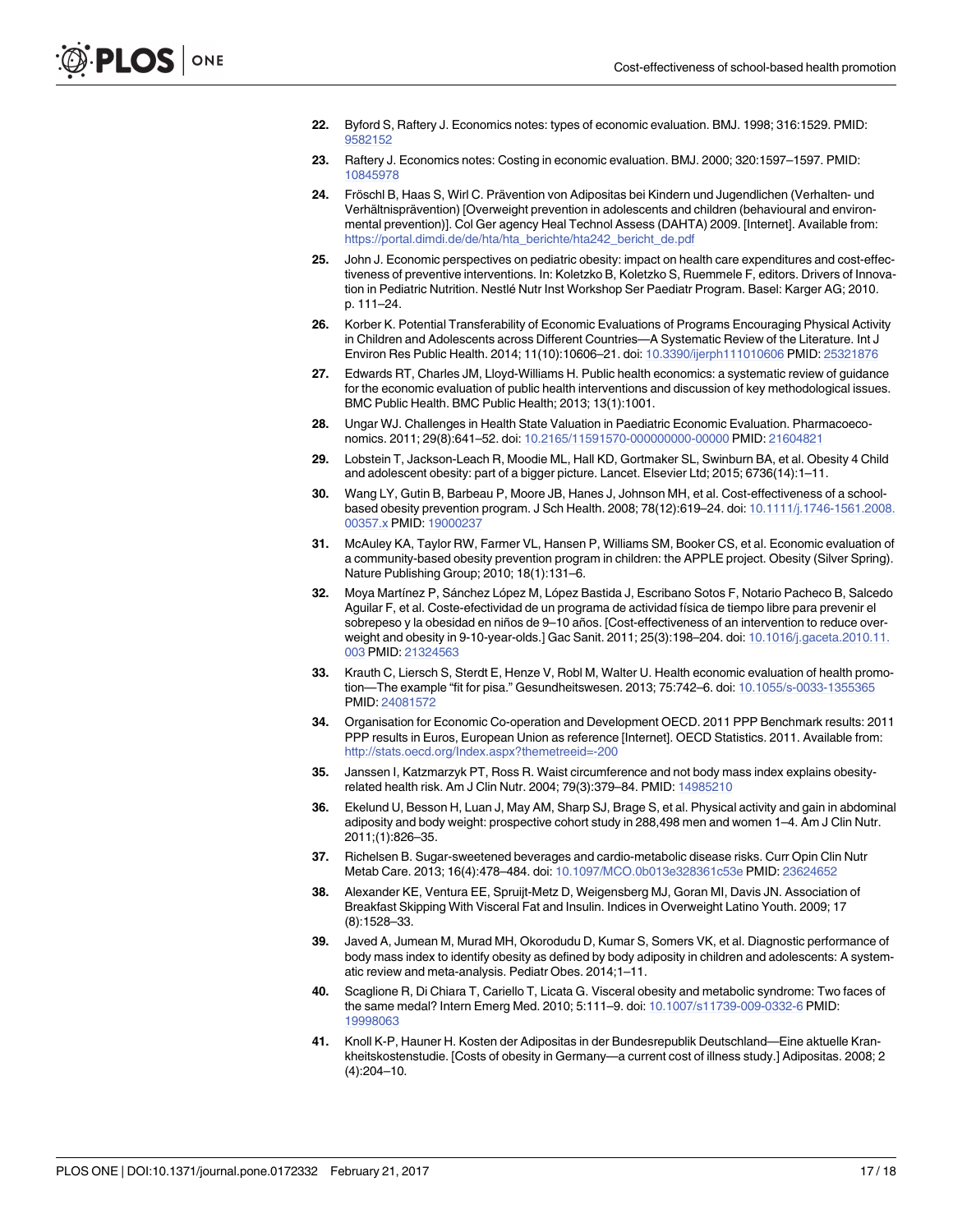22. Byford S, Raftery J. Economics notes: types of economic evaluation. BMJ. 1998; 316:1529. PMID: 9582152

23. Raftery J. Economics notes: Costing in economic evaluation. BMJ. 2000; 320:1597–1597. PMID: 10845978

24. Fröschl B, Haas S, Wirl C. Prävention von Adipositas bei Kindern und Jugendlichen (Verhalten- und Verhältnisprävention) [Overweight prevention in adolescents and children (behavioural and environmental prevention)]. Col Ger agency Heal Technol Assess (DAHTA) 2009. [Internet]. Available from: https://portal.dimdi.de/de/hta/hta_berichte/hta242_bericht_de.pdf

25. John J. Economic perspectives on pediatric obesity: impact on health care expenditures and cost-effectiveness of preventive interventions. In: Koletzko B, Koletzko S, Ruemmele F, editors. Drivers of Innovation in Pediatric Nutrition. Nestlé Nutr Inst Workshop Ser Paediatr Program. Basel: Karger AG; 2010. p. 111–24.

26. Korber K. Potential Transferability of Economic Evaluations of Programs Encouraging Physical Activity in Children and Adolescents across Different Countries—A Systematic Review of the Literature. Int J Environ Res Public Health. 2014; 11(10):10606–21. doi: 10.3390/ijerph111010606 PMID: 25321876

27. Edwards RT, Charles JM, Lloyd-Williams H. Public health economics: a systematic review of guidance for the economic evaluation of public health interventions and discussion of key methodological issues. BMC Public Health. BMC Public Health; 2013; 13(1):1001.

28. Ungar WJ. Challenges in Health State Valuation in Paediatric Economic Evaluation. Pharmacoeconomics. 2011; 29(8):641–52. doi: 10.2165/11591570-000000000-00000 PMID: 21604821

29. Lobstein T, Jackson-Leach R, Moodie ML, Hall KD, Gortmaker SL, Swinburn BA, et al. Obesity 4 Child and adolescent obesity: part of a bigger picture. Lancet. Elsevier Ltd; 2015; 6736(14):1–11.

30. Wang LY, Gutin B, Barbeau P, Moore JB, Hanes J, Johnson MH, et al. Cost-effectiveness of a school-based obesity prevention program. J Sch Health. 2008; 78(12):619–24. doi: 10.1111/j.1746-1561.2008.00357.x PMID: 19000237

31. McAuley KA, Taylor RW, Farmer VL, Hansen P, Williams SM, Booker CS, et al. Economic evaluation of a community-based obesity prevention program in children: the APPLE project. Obesity (Silver Spring). Nature Publishing Group; 2010; 18(1):131–6.

32. Moya Martínez P, Sánchez López M, López Bastida J, Escribano Sotos F, Notario Pacheco B, Salcedo Aguilar F, et al. Coste-efectividad de un programa de actividad física de tiempo libre para prevenir el sobrepeso y la obesidad en niños de 9–10 años. [Cost-effectiveness of an intervention to reduce overweight and obesity in 9-10-year-olds.] Gac Sanit. 2011; 25(3):198–204. doi: 10.1016/j.gaceta.2010.11.003 PMID: 21324563

33. Krauth C, Liersch S, Sterdt E, Henze V, Robl M, Walter U. Health economic evaluation of health promotion—The example "fit for pisa." Gesundheitswesen. 2013; 75:742–6. doi: 10.1055/s-0033-1355365 PMID: 24081572

34. Organisation for Economic Co-operation and Development OECD. 2011 PPP Benchmark results: 2011 PPP results in Euros, European Union as reference [Internet]. OECD Statistics. 2011. Available from: http://stats.oecd.org/Index.aspx?themetreeid=-200

35. Janssen I, Katzmarzyk PT, Ross R. Waist circumference and not body mass index explains obesity-related health risk. Am J Clin Nutr. 2004; 79(3):379–84. PMID: 14985210

36. Ekelund U, Besson H, Luan J, May AM, Sharp SJ, Brage S, et al. Physical activity and gain in abdominal adiposity and body weight: prospective cohort study in 288,498 men and women 1–4. Am J Clin Nutr. 2011;(1):826–35.

37. Richelsen B. Sugar-sweetened beverages and cardio-metabolic disease risks. Curr Opin Clin Nutr Metab Care. 2013; 16(4):478–484. doi: 10.1097/MCO.0b013e328361c53e PMID: 23624652

38. Alexander KE, Ventura EE, Spruijt-Metz D, Weigensberg MJ, Goran MI, Davis JN. Association of Breakfast Skipping With Visceral Fat and Insulin. Indices in Overweight Latino Youth. 2009; 17 (8):1528–33.

39. Javed A, Jumean M, Murad MH, Okorodudu D, Kumar S, Somers VK, et al. Diagnostic performance of body mass index to identify obesity as defined by body adiposity in children and adolescents: A systematic review and meta-analysis. Pediatr Obes. 2014;1–11.

40. Scaglione R, Di Chiara T, Cariello T, Licata G. Visceral obesity and metabolic syndrome: Two faces of the same medal? Intern Emerg Med. 2010; 5:111–9. doi: 10.1007/s11739-009-0332-6 PMID: 19998063

41. Knoll K-P, Hauner H. Kosten der Adipositas in der Bundesrepublik Deutschland—Eine aktuelle Krankheitskostenstudie. [Costs of obesity in Germany—a current cost of illness study.] Adipositas. 2008; 2 (4):204–10.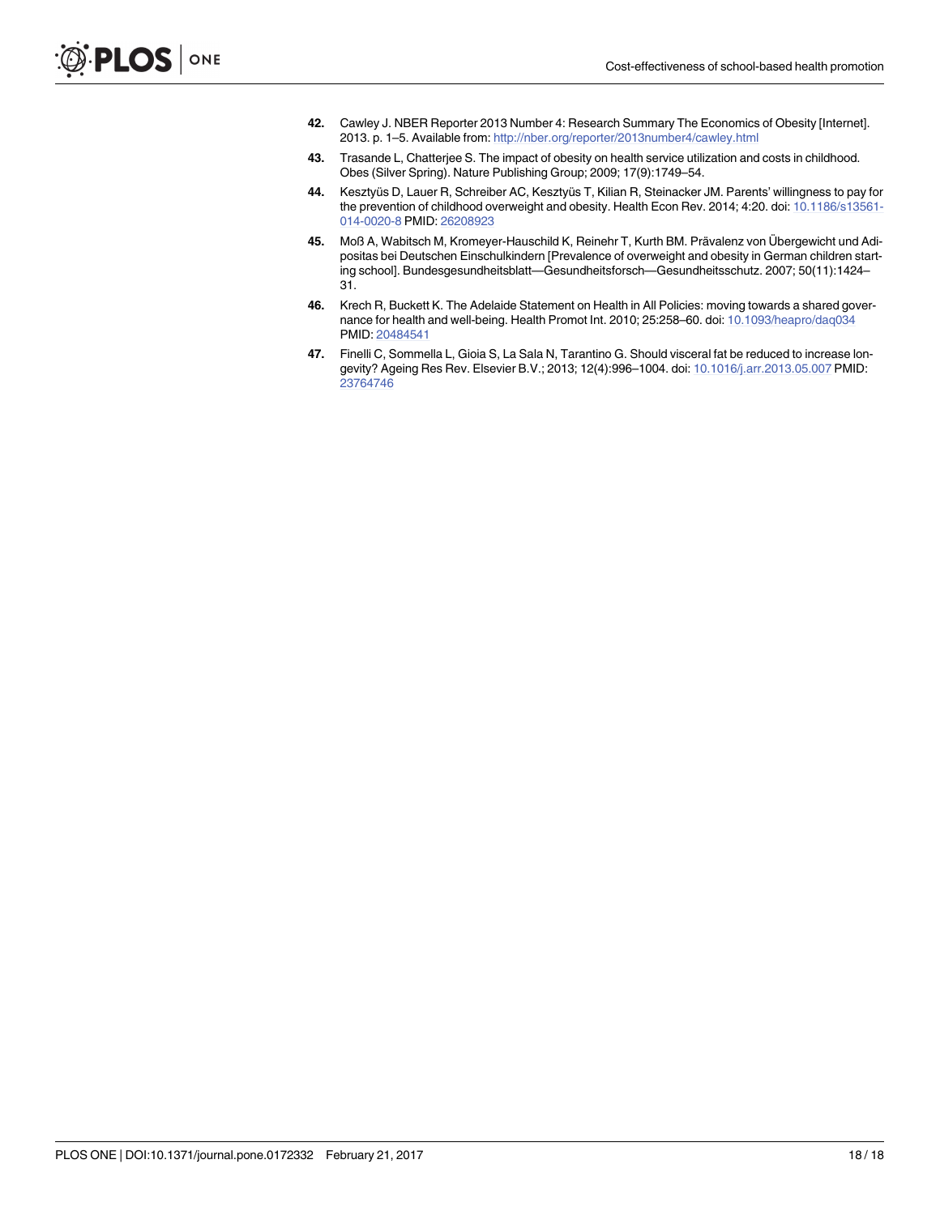42. Cawley J. NBER Reporter 2013 Number 4: Research Summary The Economics of Obesity [Internet]. 2013. p. 1–5. Available from: http://nber.org/reporter/2013number4/cawley.html

43. Trasande L, Chatterjee S. The impact of obesity on health service utilization and costs in childhood. Obes (Silver Spring). Nature Publishing Group; 2009; 17(9):1749–54.

44. Kesztyüs D, Lauer R, Schreiber AC, Kesztyüs T, Kilian R, Steinacker JM. Parents' willingness to pay for the prevention of childhood overweight and obesity. Health Econ Rev. 2014; 4:20. doi: 10.1186/s13561-014-0020-8 PMID: 26208923

45. Moß A, Wabitsch M, Kromeyer-Hauschild K, Reinehr T, Kurth BM. Prävalenz von Übergewicht und Adipositas bei Deutschen Einschulkindern [Prevalence of overweight and obesity in German children starting school]. Bundesgesundheitsblatt—Gesundheitsforsch—Gesundheitsschutz. 2007; 50(11):1424–31.

46. Krech R, Buckett K. The Adelaide Statement on Health in All Policies: moving towards a shared governance for health and well-being. Health Promot Int. 2010; 25:258–60. doi: 10.1093/heapro/daq034 PMID: 20484541

47. Finelli C, Sommella L, Gioia S, La Sala N, Tarantino G. Should visceral fat be reduced to increase longevity? Ageing Res Rev. Elsevier B.V.; 2013; 12(4):996–1004. doi: 10.1016/j.arr.2013.05.007 PMID: 23764746